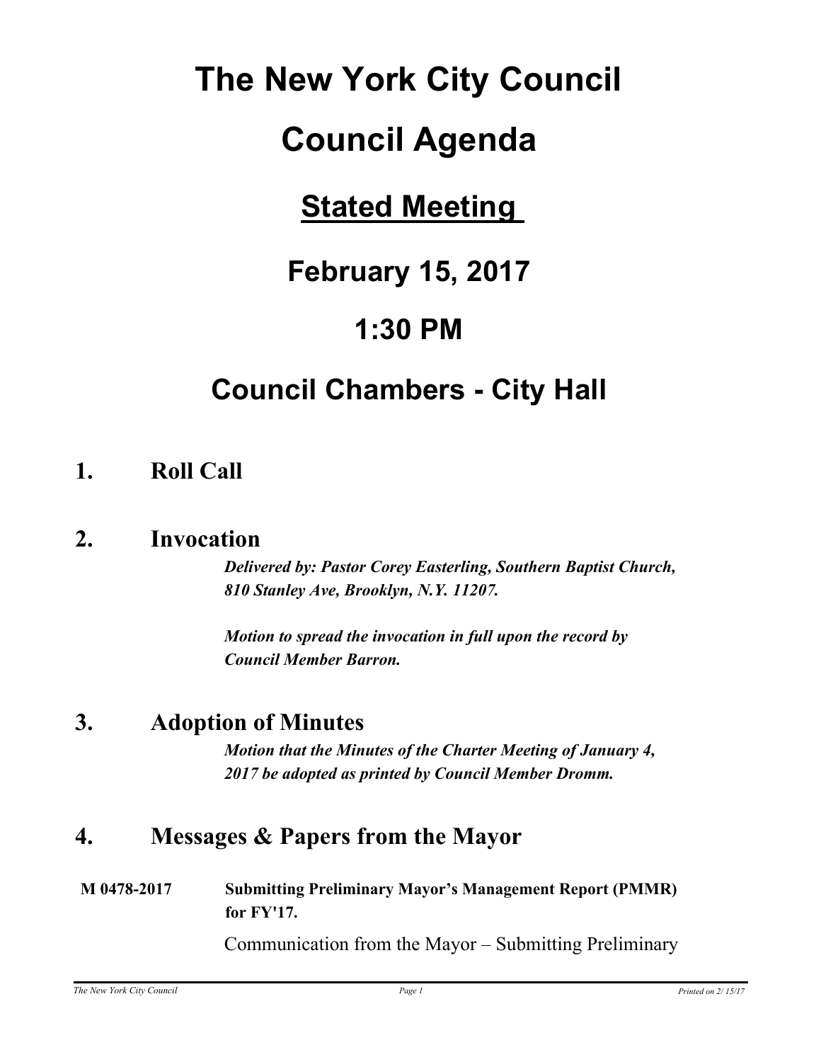# The New York City Council

# Council Agenda

## <u>Stated Meeting</u>

## February 15, 2017

## 1:30 PM

## Council Chambers - City Hall

### 1. Roll Call

### 2. Invocation

***Delivered by: Pastor Corey Easterling, Southern Baptist Church, 810 Stanley Ave, Brooklyn, N.Y. 11207.***

***Motion to spread the invocation in full upon the record by Council Member Barron.***

### 3. Adoption of Minutes

***Motion that the Minutes of the Charter Meeting of January 4, 2017 be adopted as printed by Council Member Dromm.***

### 4. Messages & Papers from the Mayor

**M 0478-2017** **Submitting Preliminary Mayor's Management Report (PMMR) for FY'17.**

Communication from the Mayor – Submitting Preliminary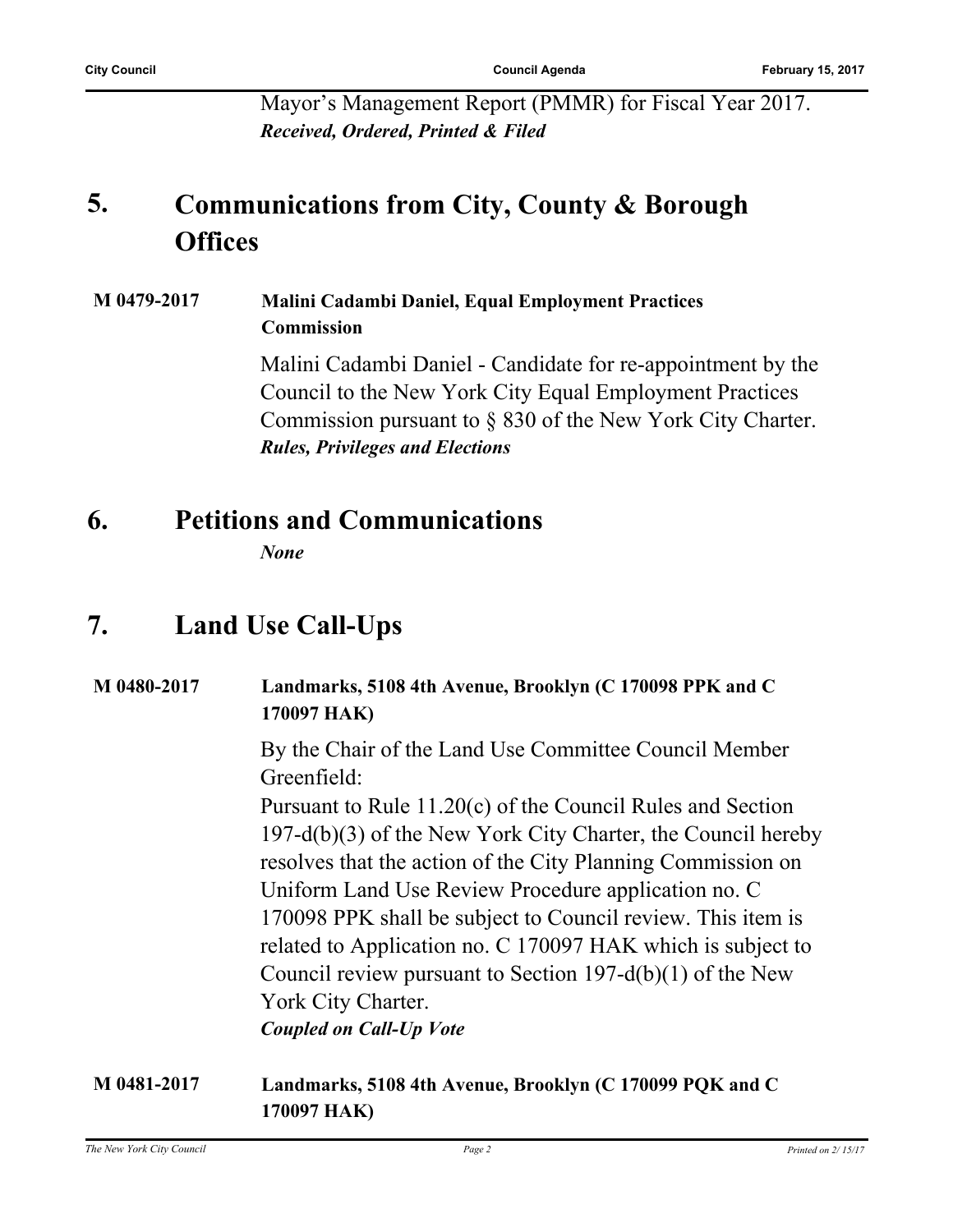Mayor's Management Report (PMMR) for Fiscal Year 2017.
***Received, Ordered, Printed & Filed***

## 5. Communications from City, County & Borough Offices

**M 0479-2017** **Malini Cadambi Daniel, Equal Employment Practices Commission**

Malini Cadambi Daniel - Candidate for re-appointment by the Council to the New York City Equal Employment Practices Commission pursuant to § 830 of the New York City Charter.
***Rules, Privileges and Elections***

## 6. Petitions and Communications

***None***

## 7. Land Use Call-Ups

**M 0480-2017** **Landmarks, 5108 4th Avenue, Brooklyn (C 170098 PPK and C 170097 HAK)**

By the Chair of the Land Use Committee Council Member Greenfield:
Pursuant to Rule 11.20(c) of the Council Rules and Section 197-d(b)(3) of the New York City Charter, the Council hereby resolves that the action of the City Planning Commission on Uniform Land Use Review Procedure application no. C 170098 PPK shall be subject to Council review. This item is related to Application no. C 170097 HAK which is subject to Council review pursuant to Section 197-d(b)(1) of the New York City Charter.
***Coupled on Call-Up Vote***

**M 0481-2017** **Landmarks, 5108 4th Avenue, Brooklyn (C 170099 PQK and C 170097 HAK)**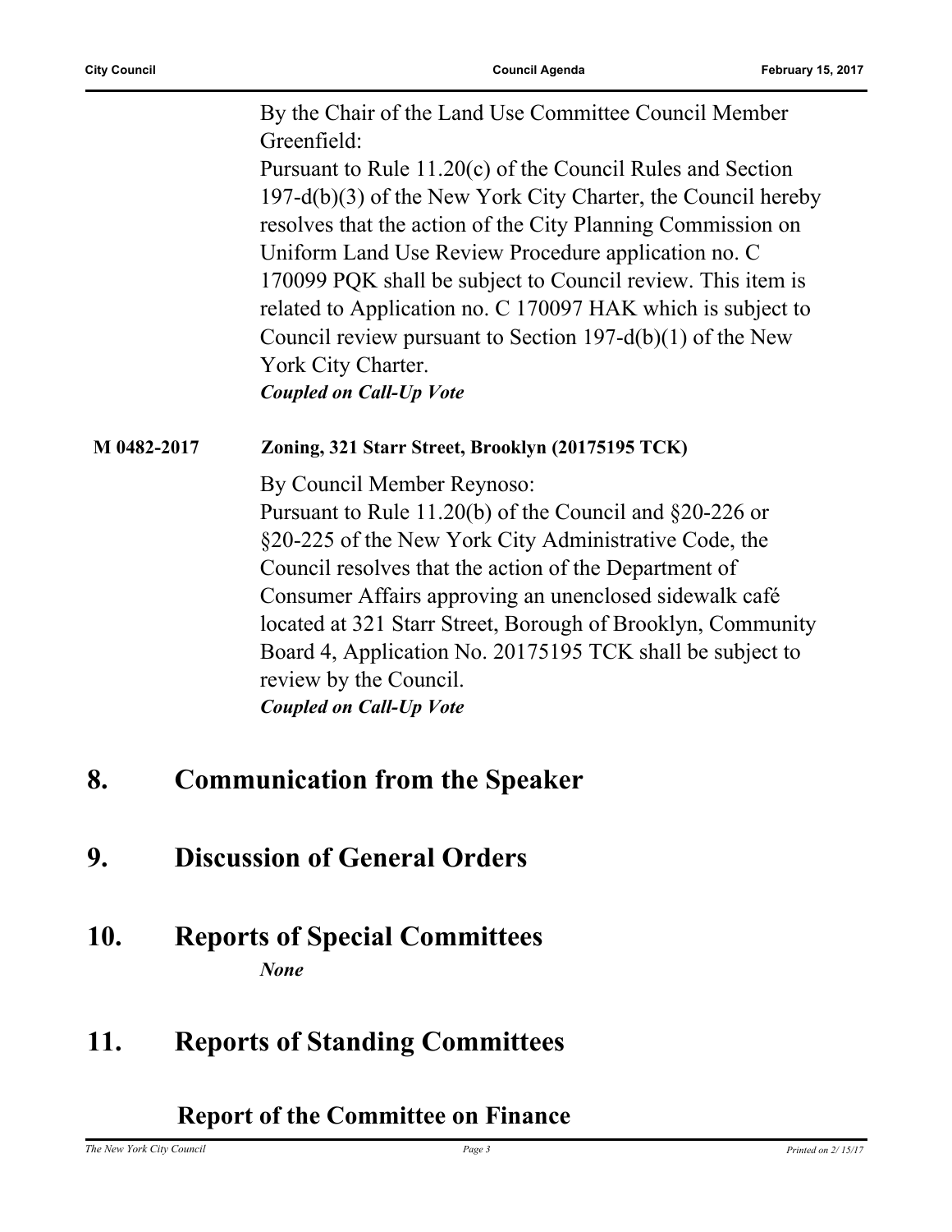By the Chair of the Land Use Committee Council Member Greenfield:

Pursuant to Rule 11.20(c) of the Council Rules and Section 197-d(b)(3) of the New York City Charter, the Council hereby resolves that the action of the City Planning Commission on Uniform Land Use Review Procedure application no. C 170099 PQK shall be subject to Council review. This item is related to Application no. C 170097 HAK which is subject to Council review pursuant to Section 197-d(b)(1) of the New York City Charter.

***Coupled on Call-Up Vote***

**M 0482-2017** **Zoning, 321 Starr Street, Brooklyn (20175195 TCK)**

By Council Member Reynoso:

Pursuant to Rule 11.20(b) of the Council and §20-226 or §20-225 of the New York City Administrative Code, the Council resolves that the action of the Department of Consumer Affairs approving an unenclosed sidewalk café located at 321 Starr Street, Borough of Brooklyn, Community Board 4, Application No. 20175195 TCK shall be subject to review by the Council.

***Coupled on Call-Up Vote***

# 8. Communication from the Speaker

# 9. Discussion of General Orders

# 10. Reports of Special Committees

*None*

# 11. Reports of Standing Committees

## Report of the Committee on Finance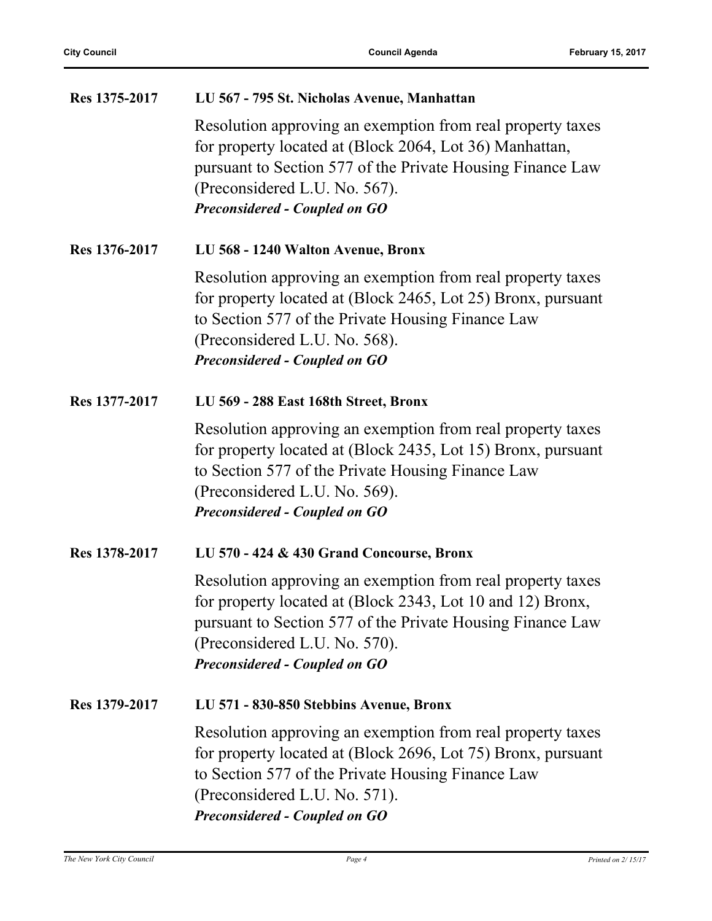**Res 1375-2017** **LU 567 - 795 St. Nicholas Avenue, Manhattan**

Resolution approving an exemption from real property taxes for property located at (Block 2064, Lot 36) Manhattan, pursuant to Section 577 of the Private Housing Finance Law (Preconsidered L.U. No. 567).

***Preconsidered - Coupled on GO***

**Res 1376-2017** **LU 568 - 1240 Walton Avenue, Bronx**

Resolution approving an exemption from real property taxes for property located at (Block 2465, Lot 25) Bronx, pursuant to Section 577 of the Private Housing Finance Law (Preconsidered L.U. No. 568).

***Preconsidered - Coupled on GO***

**Res 1377-2017** **LU 569 - 288 East 168th Street, Bronx**

Resolution approving an exemption from real property taxes for property located at (Block 2435, Lot 15) Bronx, pursuant to Section 577 of the Private Housing Finance Law (Preconsidered L.U. No. 569).

***Preconsidered - Coupled on GO***

**Res 1378-2017** **LU 570 - 424 & 430 Grand Concourse, Bronx**

Resolution approving an exemption from real property taxes for property located at (Block 2343, Lot 10 and 12) Bronx, pursuant to Section 577 of the Private Housing Finance Law (Preconsidered L.U. No. 570).

***Preconsidered - Coupled on GO***

**Res 1379-2017** **LU 571 - 830-850 Stebbins Avenue, Bronx**

Resolution approving an exemption from real property taxes for property located at (Block 2696, Lot 75) Bronx, pursuant to Section 577 of the Private Housing Finance Law (Preconsidered L.U. No. 571).

***Preconsidered - Coupled on GO***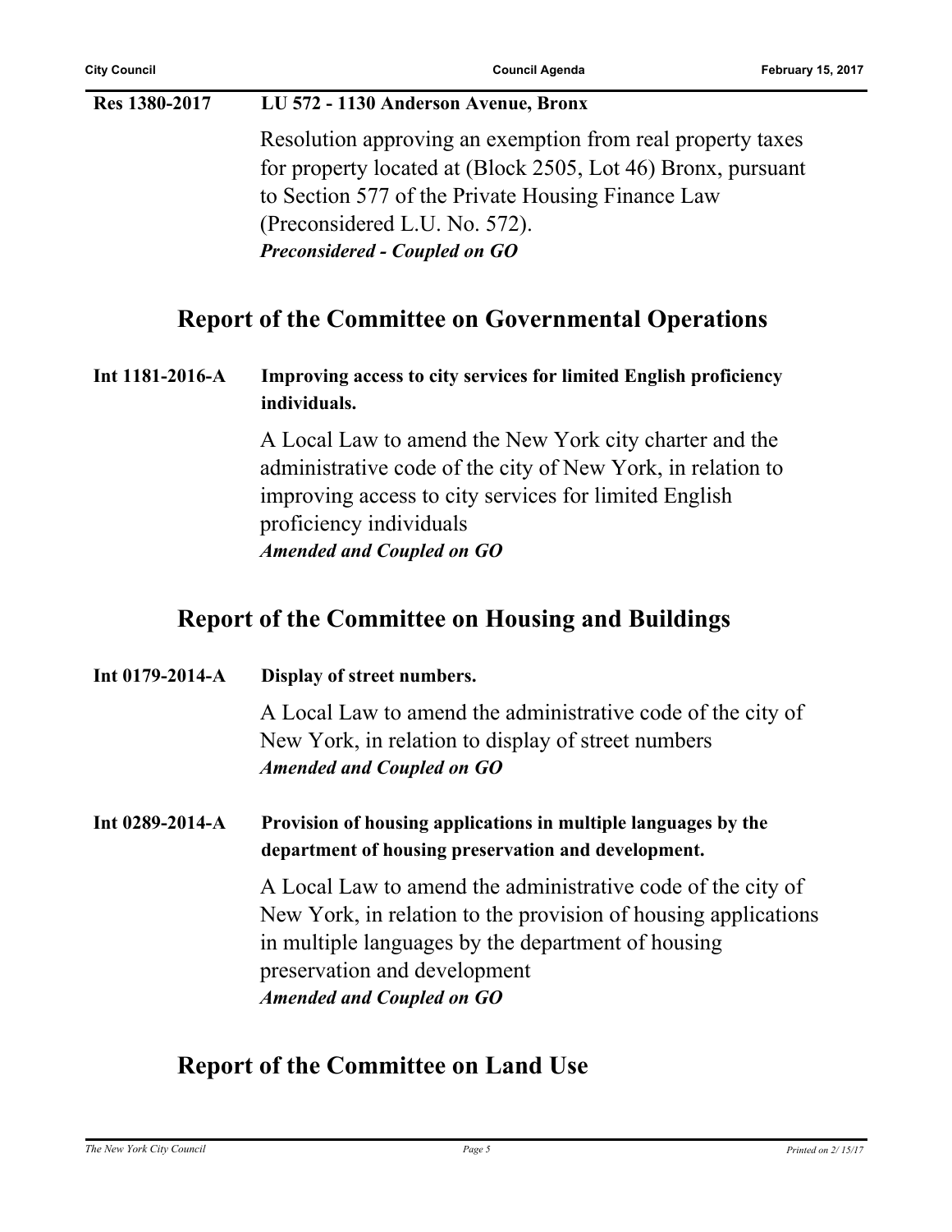**Res 1380-2017** **LU 572 - 1130 Anderson Avenue, Bronx**

Resolution approving an exemption from real property taxes for property located at (Block 2505, Lot 46) Bronx, pursuant to Section 577 of the Private Housing Finance Law (Preconsidered L.U. No. 572).

***Preconsidered - Coupled on GO***

## Report of the Committee on Governmental Operations

**Int 1181-2016-A** **Improving access to city services for limited English proficiency individuals.**

A Local Law to amend the New York city charter and the administrative code of the city of New York, in relation to improving access to city services for limited English proficiency individuals

***Amended and Coupled on GO***

## Report of the Committee on Housing and Buildings

**Int 0179-2014-A** **Display of street numbers.**

A Local Law to amend the administrative code of the city of New York, in relation to display of street numbers

***Amended and Coupled on GO***

**Int 0289-2014-A** **Provision of housing applications in multiple languages by the department of housing preservation and development.**

A Local Law to amend the administrative code of the city of New York, in relation to the provision of housing applications in multiple languages by the department of housing preservation and development

***Amended and Coupled on GO***

## Report of the Committee on Land Use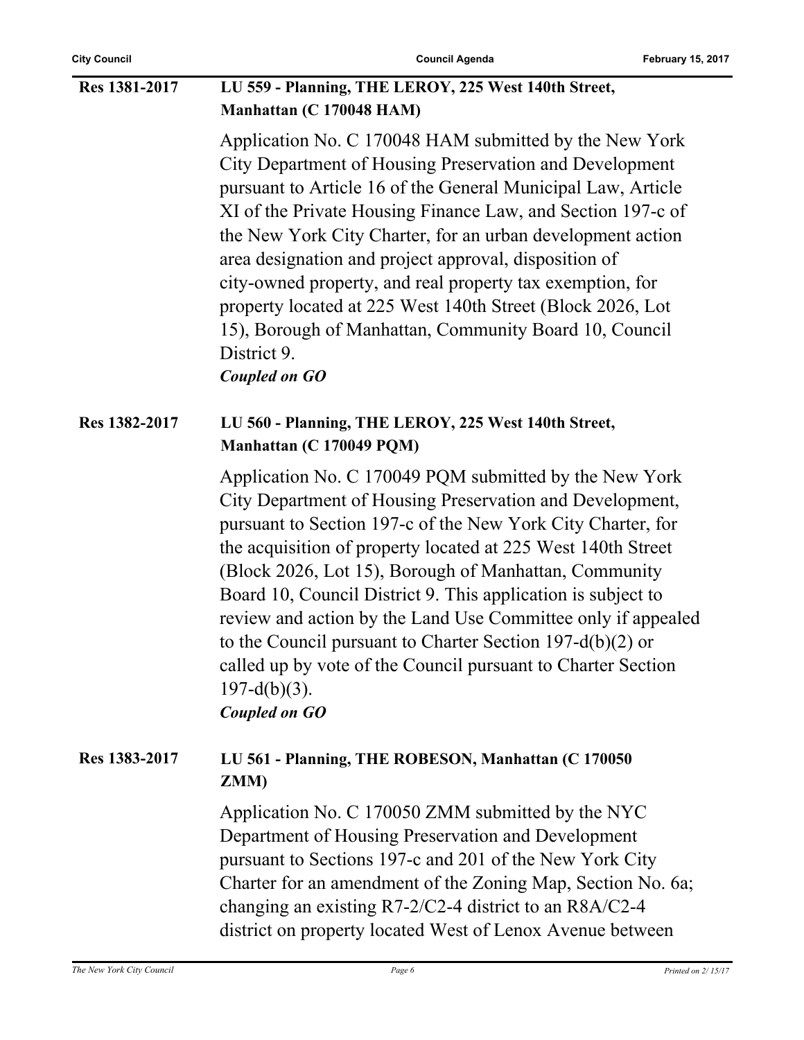**Res 1381-2017** **LU 559 - Planning, THE LEROY, 225 West 140th Street, Manhattan (C 170048 HAM)**

Application No. C 170048 HAM submitted by the New York City Department of Housing Preservation and Development pursuant to Article 16 of the General Municipal Law, Article XI of the Private Housing Finance Law, and Section 197-c of the New York City Charter, for an urban development action area designation and project approval, disposition of city-owned property, and real property tax exemption, for property located at 225 West 140th Street (Block 2026, Lot 15), Borough of Manhattan, Community Board 10, Council District 9.

***Coupled on GO***

**Res 1382-2017** **LU 560 - Planning, THE LEROY, 225 West 140th Street, Manhattan (C 170049 PQM)**

Application No. C 170049 PQM submitted by the New York City Department of Housing Preservation and Development, pursuant to Section 197-c of the New York City Charter, for the acquisition of property located at 225 West 140th Street (Block 2026, Lot 15), Borough of Manhattan, Community Board 10, Council District 9. This application is subject to review and action by the Land Use Committee only if appealed to the Council pursuant to Charter Section 197-d(b)(2) or called up by vote of the Council pursuant to Charter Section 197-d(b)(3).

***Coupled on GO***

**Res 1383-2017** **LU 561 - Planning, THE ROBESON, Manhattan (C 170050 ZMM)**

Application No. C 170050 ZMM submitted by the NYC Department of Housing Preservation and Development pursuant to Sections 197-c and 201 of the New York City Charter for an amendment of the Zoning Map, Section No. 6a; changing an existing R7-2/C2-4 district to an R8A/C2-4 district on property located West of Lenox Avenue between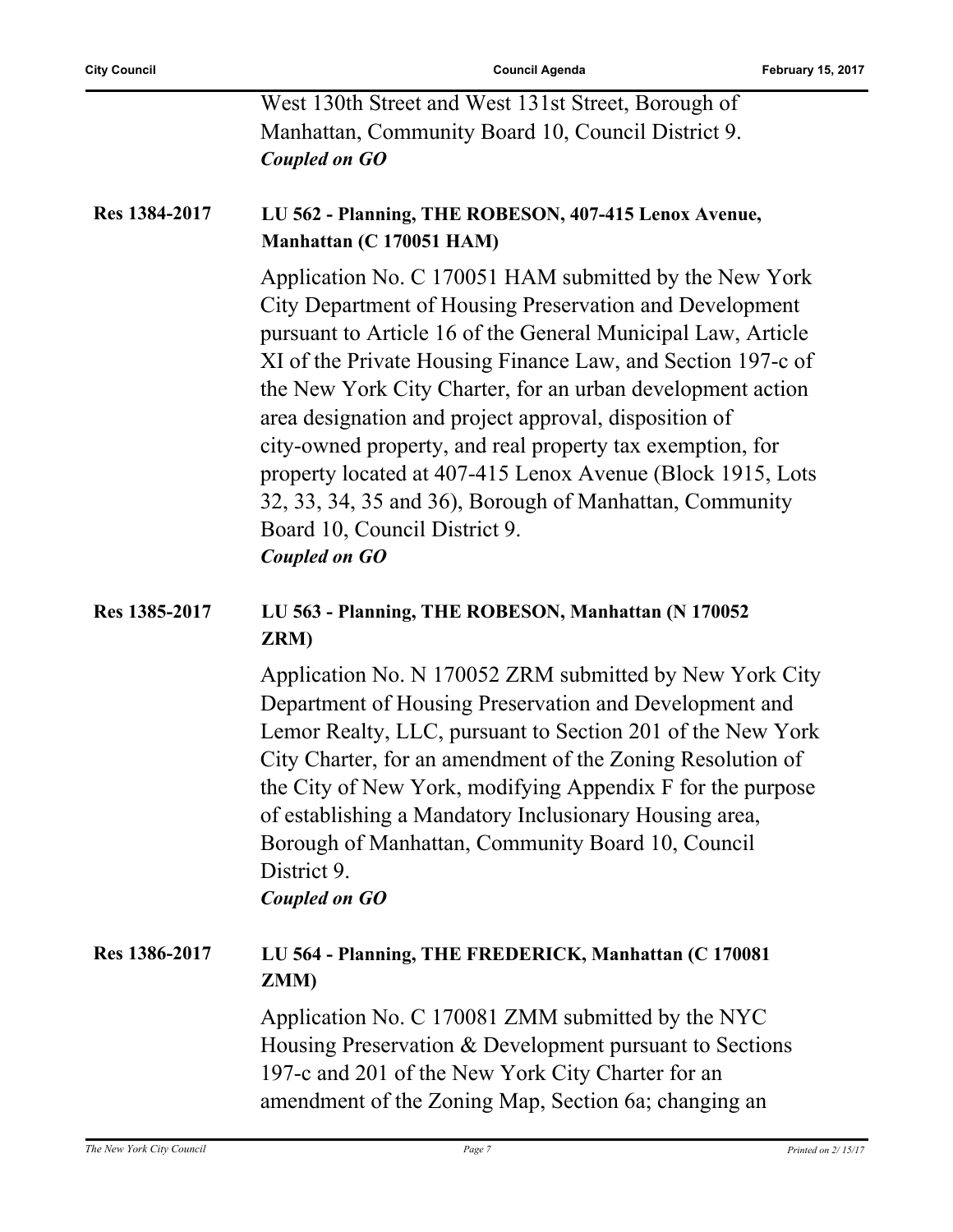West 130th Street and West 131st Street, Borough of Manhattan, Community Board 10, Council District 9.
***Coupled on GO***

**Res 1384-2017** **LU 562 - Planning, THE ROBESON, 407-415 Lenox Avenue, Manhattan (C 170051 HAM)**

Application No. C 170051 HAM submitted by the New York City Department of Housing Preservation and Development pursuant to Article 16 of the General Municipal Law, Article XI of the Private Housing Finance Law, and Section 197-c of the New York City Charter, for an urban development action area designation and project approval, disposition of city-owned property, and real property tax exemption, for property located at 407-415 Lenox Avenue (Block 1915, Lots 32, 33, 34, 35 and 36), Borough of Manhattan, Community Board 10, Council District 9.
***Coupled on GO***

**Res 1385-2017** **LU 563 - Planning, THE ROBESON, Manhattan (N 170052 ZRM)**

Application No. N 170052 ZRM submitted by New York City Department of Housing Preservation and Development and Lemor Realty, LLC, pursuant to Section 201 of the New York City Charter, for an amendment of the Zoning Resolution of the City of New York, modifying Appendix F for the purpose of establishing a Mandatory Inclusionary Housing area, Borough of Manhattan, Community Board 10, Council District 9.
***Coupled on GO***

**Res 1386-2017** **LU 564 - Planning, THE FREDERICK, Manhattan (C 170081 ZMM)**

Application No. C 170081 ZMM submitted by the NYC Housing Preservation & Development pursuant to Sections 197-c and 201 of the New York City Charter for an amendment of the Zoning Map, Section 6a; changing an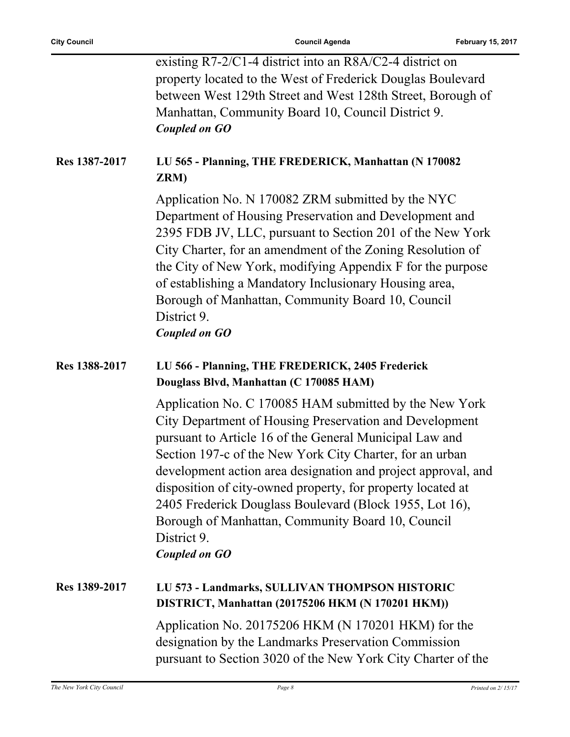existing R7-2/C1-4 district into an R8A/C2-4 district on property located to the West of Frederick Douglas Boulevard between West 129th Street and West 128th Street, Borough of Manhattan, Community Board 10, Council District 9.
***Coupled on GO***

**Res 1387-2017** **LU 565 - Planning, THE FREDERICK, Manhattan (N 170082 ZRM)**

Application No. N 170082 ZRM submitted by the NYC Department of Housing Preservation and Development and 2395 FDB JV, LLC, pursuant to Section 201 of the New York City Charter, for an amendment of the Zoning Resolution of the City of New York, modifying Appendix F for the purpose of establishing a Mandatory Inclusionary Housing area, Borough of Manhattan, Community Board 10, Council District 9.
***Coupled on GO***

**Res 1388-2017** **LU 566 - Planning, THE FREDERICK, 2405 Frederick Douglass Blvd, Manhattan (C 170085 HAM)**

Application No. C 170085 HAM submitted by the New York City Department of Housing Preservation and Development pursuant to Article 16 of the General Municipal Law and Section 197-c of the New York City Charter, for an urban development action area designation and project approval, and disposition of city-owned property, for property located at 2405 Frederick Douglass Boulevard (Block 1955, Lot 16), Borough of Manhattan, Community Board 10, Council District 9.
***Coupled on GO***

**Res 1389-2017** **LU 573 - Landmarks, SULLIVAN THOMPSON HISTORIC DISTRICT, Manhattan (20175206 HKM (N 170201 HKM))**

Application No. 20175206 HKM (N 170201 HKM) for the designation by the Landmarks Preservation Commission pursuant to Section 3020 of the New York City Charter of the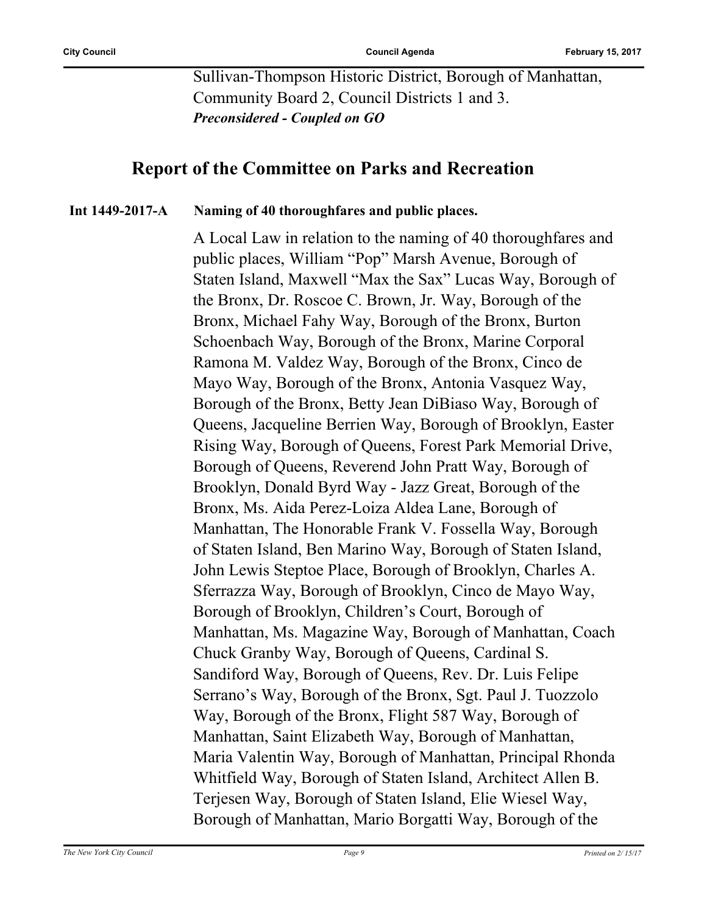Sullivan-Thompson Historic District, Borough of Manhattan, Community Board 2, Council Districts 1 and 3.

***Preconsidered - Coupled on GO***

## Report of the Committee on Parks and Recreation

**Int 1449-2017-A** **Naming of 40 thoroughfares and public places.**

A Local Law in relation to the naming of 40 thoroughfares and public places, William "Pop" Marsh Avenue, Borough of Staten Island, Maxwell "Max the Sax" Lucas Way, Borough of the Bronx, Dr. Roscoe C. Brown, Jr. Way, Borough of the Bronx, Michael Fahy Way, Borough of the Bronx, Burton Schoenbach Way, Borough of the Bronx, Marine Corporal Ramona M. Valdez Way, Borough of the Bronx, Cinco de Mayo Way, Borough of the Bronx, Antonia Vasquez Way, Borough of the Bronx, Betty Jean DiBiaso Way, Borough of Queens, Jacqueline Berrien Way, Borough of Brooklyn, Easter Rising Way, Borough of Queens, Forest Park Memorial Drive, Borough of Queens, Reverend John Pratt Way, Borough of Brooklyn, Donald Byrd Way - Jazz Great, Borough of the Bronx, Ms. Aida Perez-Loiza Aldea Lane, Borough of Manhattan, The Honorable Frank V. Fossella Way, Borough of Staten Island, Ben Marino Way, Borough of Staten Island, John Lewis Steptoe Place, Borough of Brooklyn, Charles A. Sferrazza Way, Borough of Brooklyn, Cinco de Mayo Way, Borough of Brooklyn, Children's Court, Borough of Manhattan, Ms. Magazine Way, Borough of Manhattan, Coach Chuck Granby Way, Borough of Queens, Cardinal S. Sandiford Way, Borough of Queens, Rev. Dr. Luis Felipe Serrano's Way, Borough of the Bronx, Sgt. Paul J. Tuozzolo Way, Borough of the Bronx, Flight 587 Way, Borough of Manhattan, Saint Elizabeth Way, Borough of Manhattan, Maria Valentin Way, Borough of Manhattan, Principal Rhonda Whitfield Way, Borough of Staten Island, Architect Allen B. Terjesen Way, Borough of Staten Island, Elie Wiesel Way, Borough of Manhattan, Mario Borgatti Way, Borough of the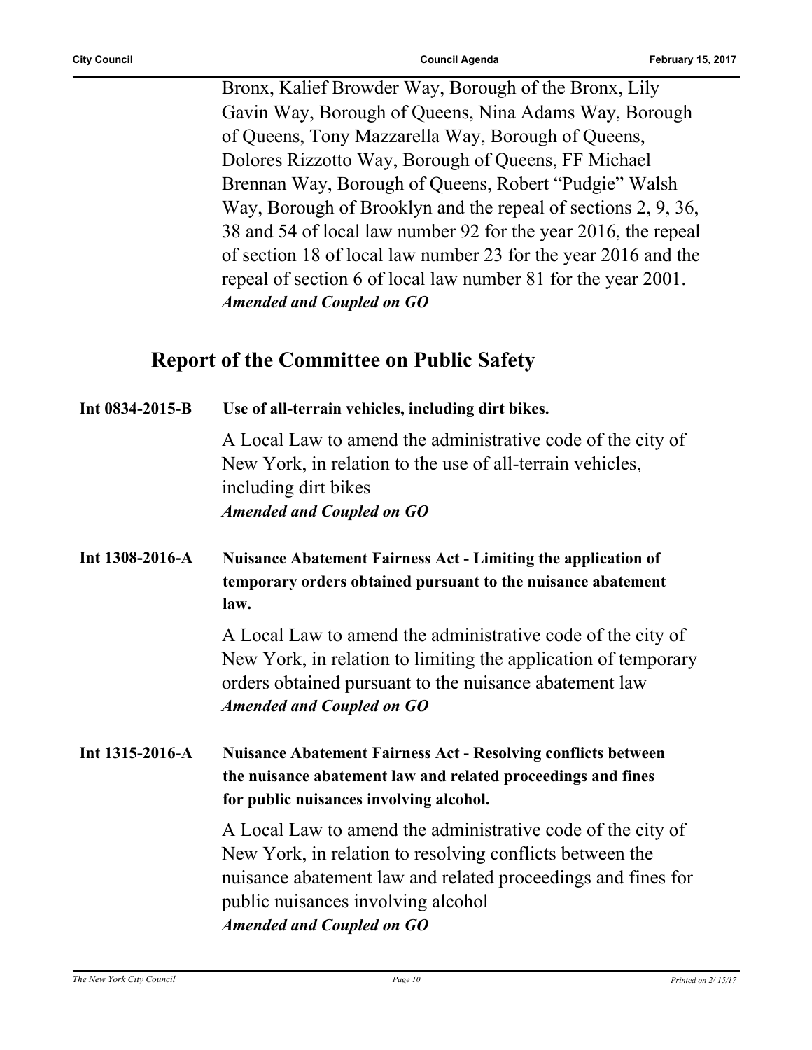Bronx, Kalief Browder Way, Borough of the Bronx, Lily Gavin Way, Borough of Queens, Nina Adams Way, Borough of Queens, Tony Mazzarella Way, Borough of Queens, Dolores Rizzotto Way, Borough of Queens, FF Michael Brennan Way, Borough of Queens, Robert "Pudgie" Walsh Way, Borough of Brooklyn and the repeal of sections 2, 9, 36, 38 and 54 of local law number 92 for the year 2016, the repeal of section 18 of local law number 23 for the year 2016 and the repeal of section 6 of local law number 81 for the year 2001.

***Amended and Coupled on GO***

## Report of the Committee on Public Safety

**Int 0834-2015-B** **Use of all-terrain vehicles, including dirt bikes.**

A Local Law to amend the administrative code of the city of New York, in relation to the use of all-terrain vehicles, including dirt bikes

***Amended and Coupled on GO***

**Int 1308-2016-A** **Nuisance Abatement Fairness Act - Limiting the application of temporary orders obtained pursuant to the nuisance abatement law.**

A Local Law to amend the administrative code of the city of New York, in relation to limiting the application of temporary orders obtained pursuant to the nuisance abatement law

***Amended and Coupled on GO***

**Int 1315-2016-A** **Nuisance Abatement Fairness Act - Resolving conflicts between the nuisance abatement law and related proceedings and fines for public nuisances involving alcohol.**

A Local Law to amend the administrative code of the city of New York, in relation to resolving conflicts between the nuisance abatement law and related proceedings and fines for public nuisances involving alcohol

***Amended and Coupled on GO***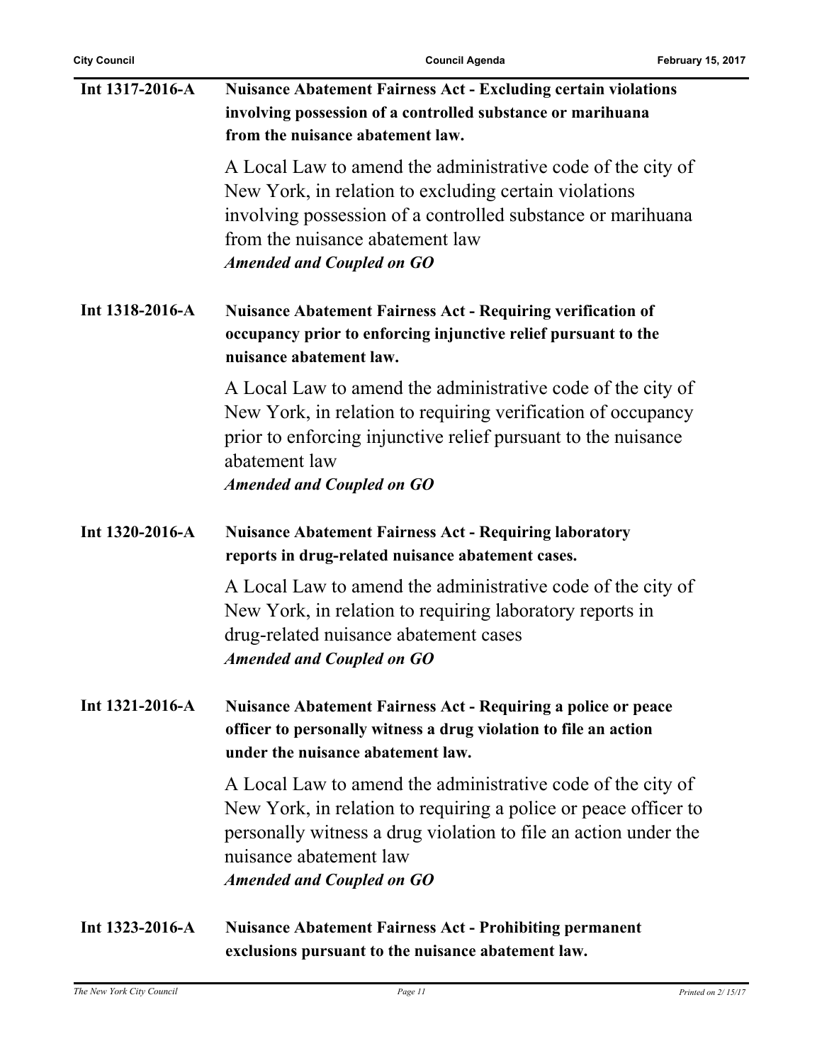**Int 1317-2016-A** **Nuisance Abatement Fairness Act - Excluding certain violations involving possession of a controlled substance or marihuana from the nuisance abatement law.**

A Local Law to amend the administrative code of the city of New York, in relation to excluding certain violations involving possession of a controlled substance or marihuana from the nuisance abatement law

***Amended and Coupled on GO***

**Int 1318-2016-A** **Nuisance Abatement Fairness Act - Requiring verification of occupancy prior to enforcing injunctive relief pursuant to the nuisance abatement law.**

A Local Law to amend the administrative code of the city of New York, in relation to requiring verification of occupancy prior to enforcing injunctive relief pursuant to the nuisance abatement law

***Amended and Coupled on GO***

**Int 1320-2016-A** **Nuisance Abatement Fairness Act - Requiring laboratory reports in drug-related nuisance abatement cases.**

A Local Law to amend the administrative code of the city of New York, in relation to requiring laboratory reports in drug-related nuisance abatement cases

***Amended and Coupled on GO***

**Int 1321-2016-A** **Nuisance Abatement Fairness Act - Requiring a police or peace officer to personally witness a drug violation to file an action under the nuisance abatement law.**

A Local Law to amend the administrative code of the city of New York, in relation to requiring a police or peace officer to personally witness a drug violation to file an action under the nuisance abatement law

***Amended and Coupled on GO***

**Int 1323-2016-A** **Nuisance Abatement Fairness Act - Prohibiting permanent exclusions pursuant to the nuisance abatement law.**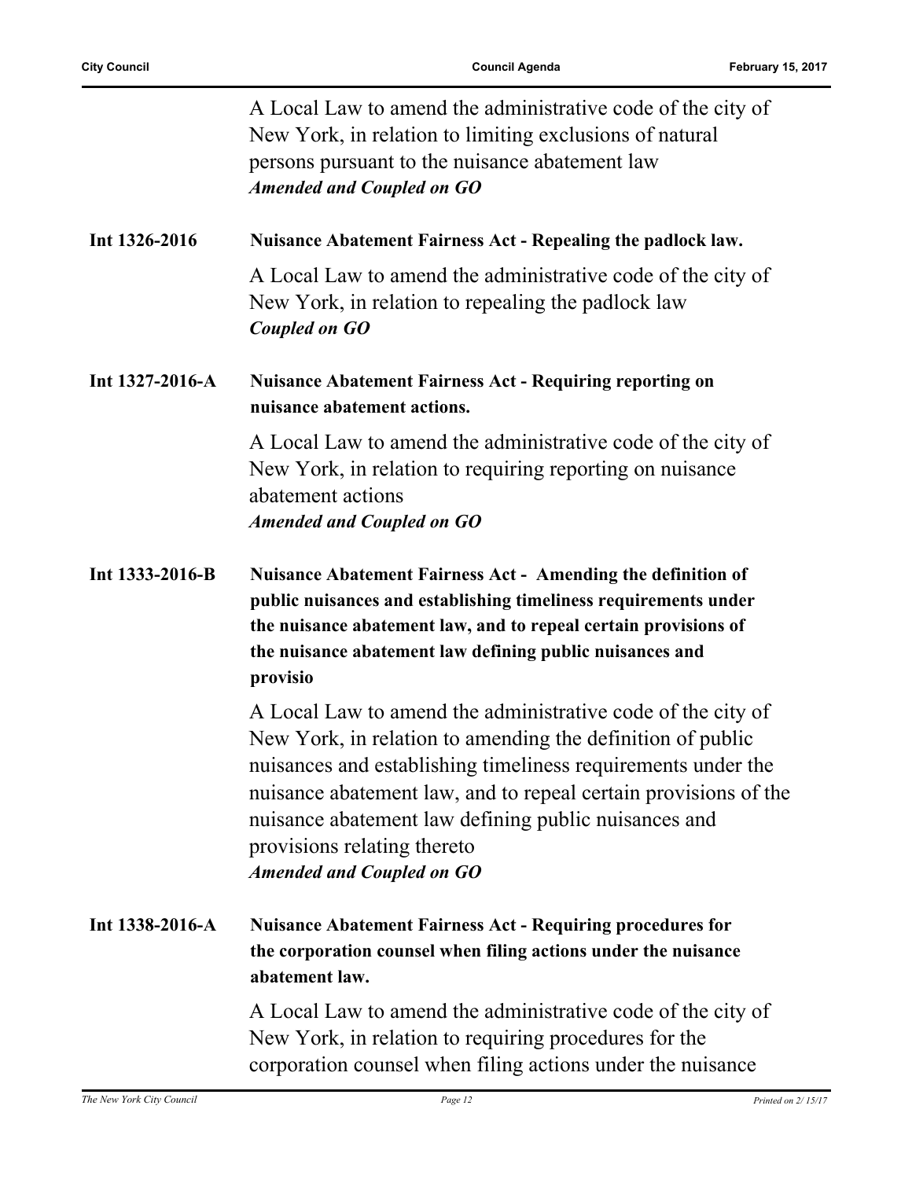A Local Law to amend the administrative code of the city of New York, in relation to limiting exclusions of natural persons pursuant to the nuisance abatement law

***Amended and Coupled on GO***

**Int 1326-2016** **Nuisance Abatement Fairness Act - Repealing the padlock law.**

A Local Law to amend the administrative code of the city of New York, in relation to repealing the padlock law

***Coupled on GO***

**Int 1327-2016-A** **Nuisance Abatement Fairness Act - Requiring reporting on nuisance abatement actions.**

A Local Law to amend the administrative code of the city of New York, in relation to requiring reporting on nuisance abatement actions

***Amended and Coupled on GO***

**Int 1333-2016-B** **Nuisance Abatement Fairness Act - Amending the definition of public nuisances and establishing timeliness requirements under the nuisance abatement law, and to repeal certain provisions of the nuisance abatement law defining public nuisances and provisio**

A Local Law to amend the administrative code of the city of New York, in relation to amending the definition of public nuisances and establishing timeliness requirements under the nuisance abatement law, and to repeal certain provisions of the nuisance abatement law defining public nuisances and provisions relating thereto

***Amended and Coupled on GO***

**Int 1338-2016-A** **Nuisance Abatement Fairness Act - Requiring procedures for the corporation counsel when filing actions under the nuisance abatement law.**

A Local Law to amend the administrative code of the city of New York, in relation to requiring procedures for the corporation counsel when filing actions under the nuisance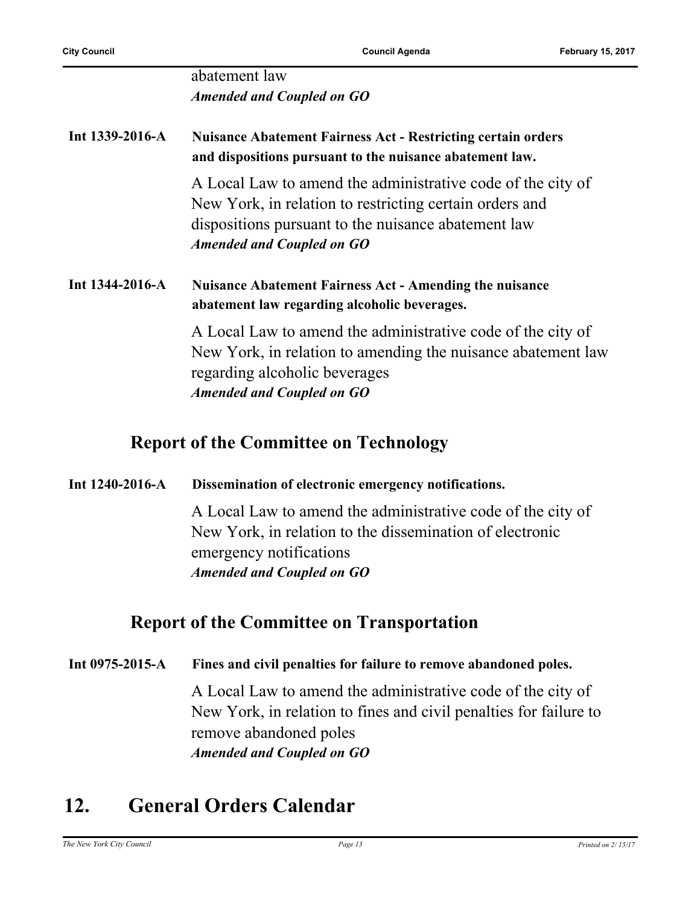abatement law

***Amended and Coupled on GO***

**Int 1339-2016-A** **Nuisance Abatement Fairness Act - Restricting certain orders and dispositions pursuant to the nuisance abatement law.**

A Local Law to amend the administrative code of the city of New York, in relation to restricting certain orders and dispositions pursuant to the nuisance abatement law

***Amended and Coupled on GO***

**Int 1344-2016-A** **Nuisance Abatement Fairness Act - Amending the nuisance abatement law regarding alcoholic beverages.**

A Local Law to amend the administrative code of the city of New York, in relation to amending the nuisance abatement law regarding alcoholic beverages

***Amended and Coupled on GO***

## Report of the Committee on Technology

**Int 1240-2016-A** **Dissemination of electronic emergency notifications.**

A Local Law to amend the administrative code of the city of New York, in relation to the dissemination of electronic emergency notifications

***Amended and Coupled on GO***

## Report of the Committee on Transportation

**Int 0975-2015-A** **Fines and civil penalties for failure to remove abandoned poles.**

A Local Law to amend the administrative code of the city of New York, in relation to fines and civil penalties for failure to remove abandoned poles

***Amended and Coupled on GO***

# 12. General Orders Calendar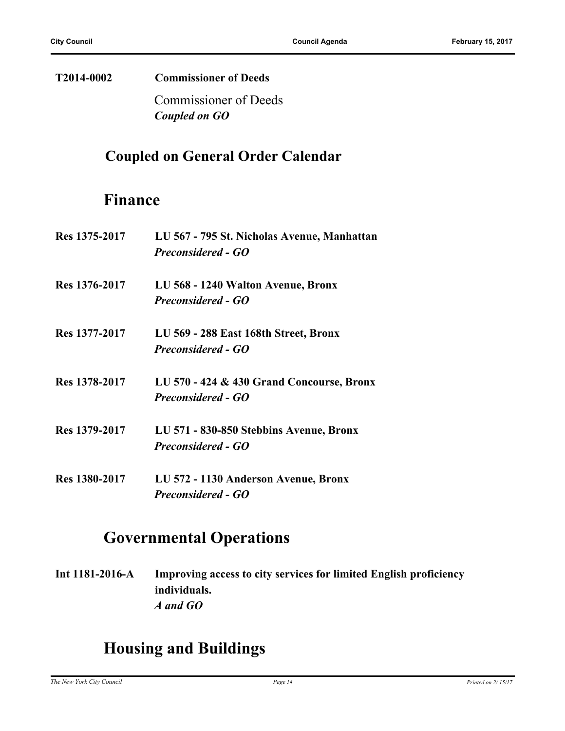**T2014-0002** **Commissioner of Deeds**

Commissioner of Deeds
***Coupled on GO***

## Coupled on General Order Calendar

## Finance

**Res 1375-2017** **LU 567 - 795 St. Nicholas Avenue, Manhattan**
***Preconsidered - GO***

**Res 1376-2017** **LU 568 - 1240 Walton Avenue, Bronx**
***Preconsidered - GO***

**Res 1377-2017** **LU 569 - 288 East 168th Street, Bronx**
***Preconsidered - GO***

**Res 1378-2017** **LU 570 - 424 & 430 Grand Concourse, Bronx**
***Preconsidered - GO***

**Res 1379-2017** **LU 571 - 830-850 Stebbins Avenue, Bronx**
***Preconsidered - GO***

**Res 1380-2017** **LU 572 - 1130 Anderson Avenue, Bronx**
***Preconsidered - GO***

## Governmental Operations

**Int 1181-2016-A** **Improving access to city services for limited English proficiency individuals.**
***A and GO***

## Housing and Buildings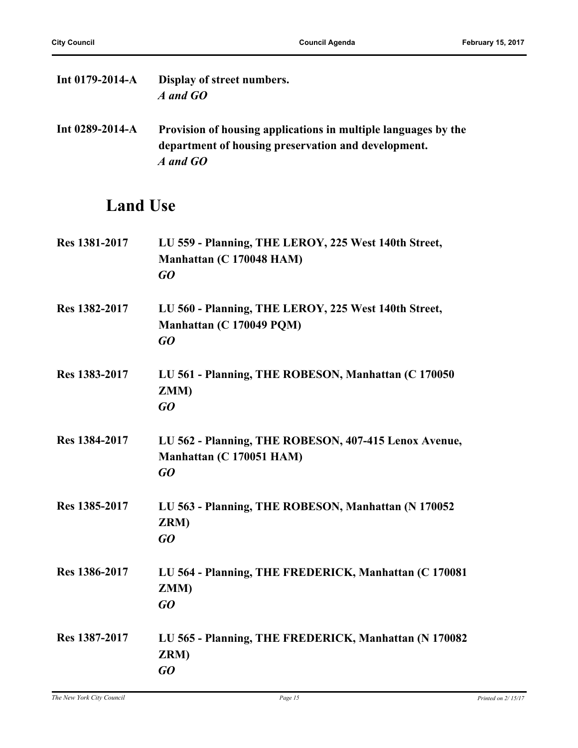**Int 0179-2014-A** **Display of street numbers.**
*A and GO*

**Int 0289-2014-A** **Provision of housing applications in multiple languages by the department of housing preservation and development.**
*A and GO*

## Land Use

**Res 1381-2017** **LU 559 - Planning, THE LEROY, 225 West 140th Street, Manhattan (C 170048 HAM)**
*GO*

**Res 1382-2017** **LU 560 - Planning, THE LEROY, 225 West 140th Street, Manhattan (C 170049 PQM)**
*GO*

**Res 1383-2017** **LU 561 - Planning, THE ROBESON, Manhattan (C 170050 ZMM)**
*GO*

**Res 1384-2017** **LU 562 - Planning, THE ROBESON, 407-415 Lenox Avenue, Manhattan (C 170051 HAM)**
*GO*

**Res 1385-2017** **LU 563 - Planning, THE ROBESON, Manhattan (N 170052 ZRM)**
*GO*

**Res 1386-2017** **LU 564 - Planning, THE FREDERICK, Manhattan (C 170081 ZMM)**
*GO*

**Res 1387-2017** **LU 565 - Planning, THE FREDERICK, Manhattan (N 170082 ZRM)**
*GO*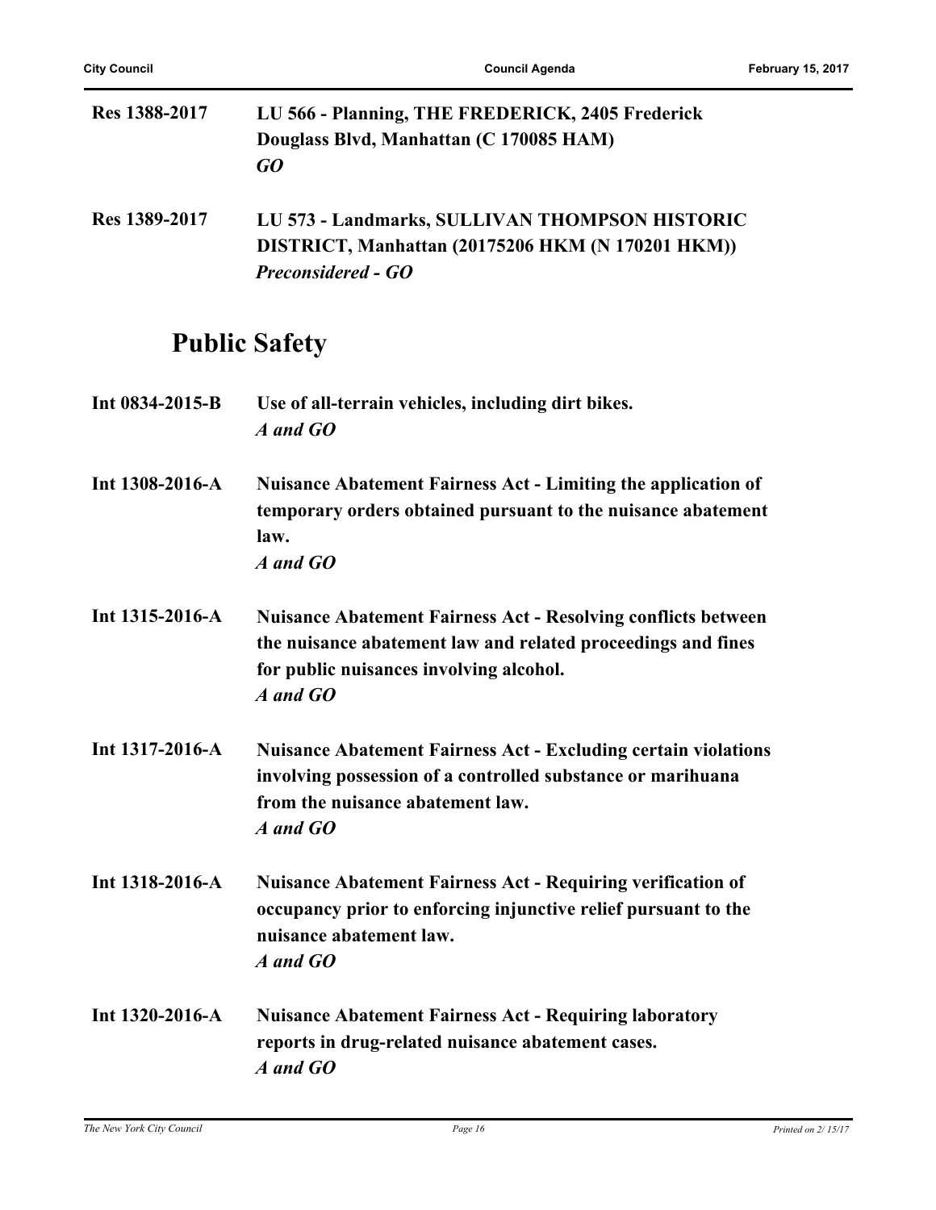| | |
|---|---|
| **Res 1388-2017** | **LU 566 - Planning, THE FREDERICK, 2405 Frederick Douglass Blvd, Manhattan (C 170085 HAM)**<br>***GO*** |
| **Res 1389-2017** | **LU 573 - Landmarks, SULLIVAN THOMPSON HISTORIC DISTRICT, Manhattan (20175206 HKM (N 170201 HKM))**<br>***Preconsidered - GO*** |

## Public Safety

| | |
|---|---|
| **Int 0834-2015-B** | **Use of all-terrain vehicles, including dirt bikes.**<br>***A and GO*** |
| **Int 1308-2016-A** | **Nuisance Abatement Fairness Act - Limiting the application of temporary orders obtained pursuant to the nuisance abatement law.**<br>***A and GO*** |
| **Int 1315-2016-A** | **Nuisance Abatement Fairness Act - Resolving conflicts between the nuisance abatement law and related proceedings and fines for public nuisances involving alcohol.**<br>***A and GO*** |
| **Int 1317-2016-A** | **Nuisance Abatement Fairness Act - Excluding certain violations involving possession of a controlled substance or marihuana from the nuisance abatement law.**<br>***A and GO*** |
| **Int 1318-2016-A** | **Nuisance Abatement Fairness Act - Requiring verification of occupancy prior to enforcing injunctive relief pursuant to the nuisance abatement law.**<br>***A and GO*** |
| **Int 1320-2016-A** | **Nuisance Abatement Fairness Act - Requiring laboratory reports in drug-related nuisance abatement cases.**<br>***A and GO*** |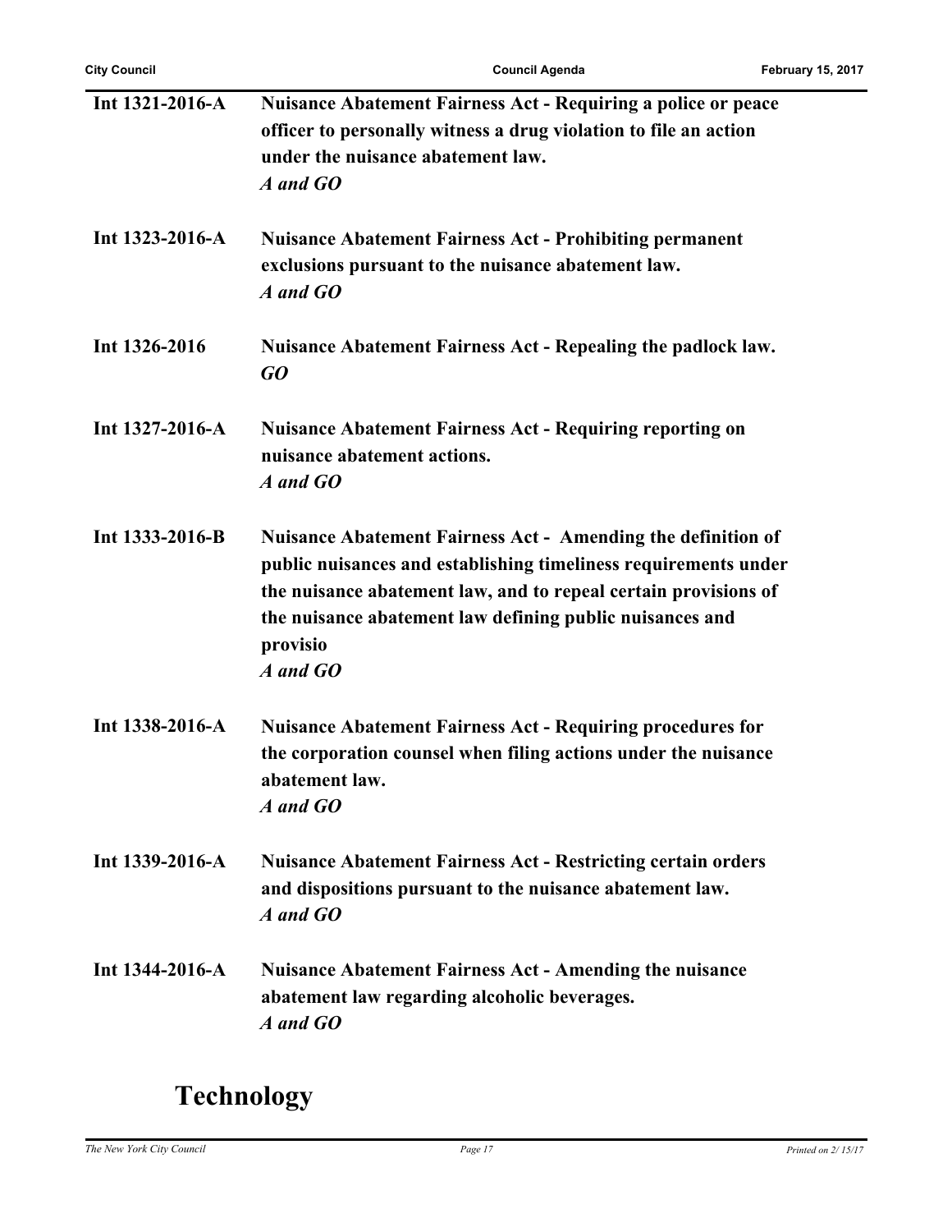| | |
|---|---|
| Int 1321-2016-A | **Nuisance Abatement Fairness Act - Requiring a police or peace officer to personally witness a drug violation to file an action under the nuisance abatement law.** ***A and GO*** |
| Int 1323-2016-A | **Nuisance Abatement Fairness Act - Prohibiting permanent exclusions pursuant to the nuisance abatement law.** ***A and GO*** |
| Int 1326-2016 | **Nuisance Abatement Fairness Act - Repealing the padlock law.** ***GO*** |
| Int 1327-2016-A | **Nuisance Abatement Fairness Act - Requiring reporting on nuisance abatement actions.** ***A and GO*** |
| Int 1333-2016-B | **Nuisance Abatement Fairness Act - Amending the definition of public nuisances and establishing timeliness requirements under the nuisance abatement law, and to repeal certain provisions of the nuisance abatement law defining public nuisances and provisio** ***A and GO*** |
| Int 1338-2016-A | **Nuisance Abatement Fairness Act - Requiring procedures for the corporation counsel when filing actions under the nuisance abatement law.** ***A and GO*** |
| Int 1339-2016-A | **Nuisance Abatement Fairness Act - Restricting certain orders and dispositions pursuant to the nuisance abatement law.** ***A and GO*** |
| Int 1344-2016-A | **Nuisance Abatement Fairness Act - Amending the nuisance abatement law regarding alcoholic beverages.** ***A and GO*** |

## Technology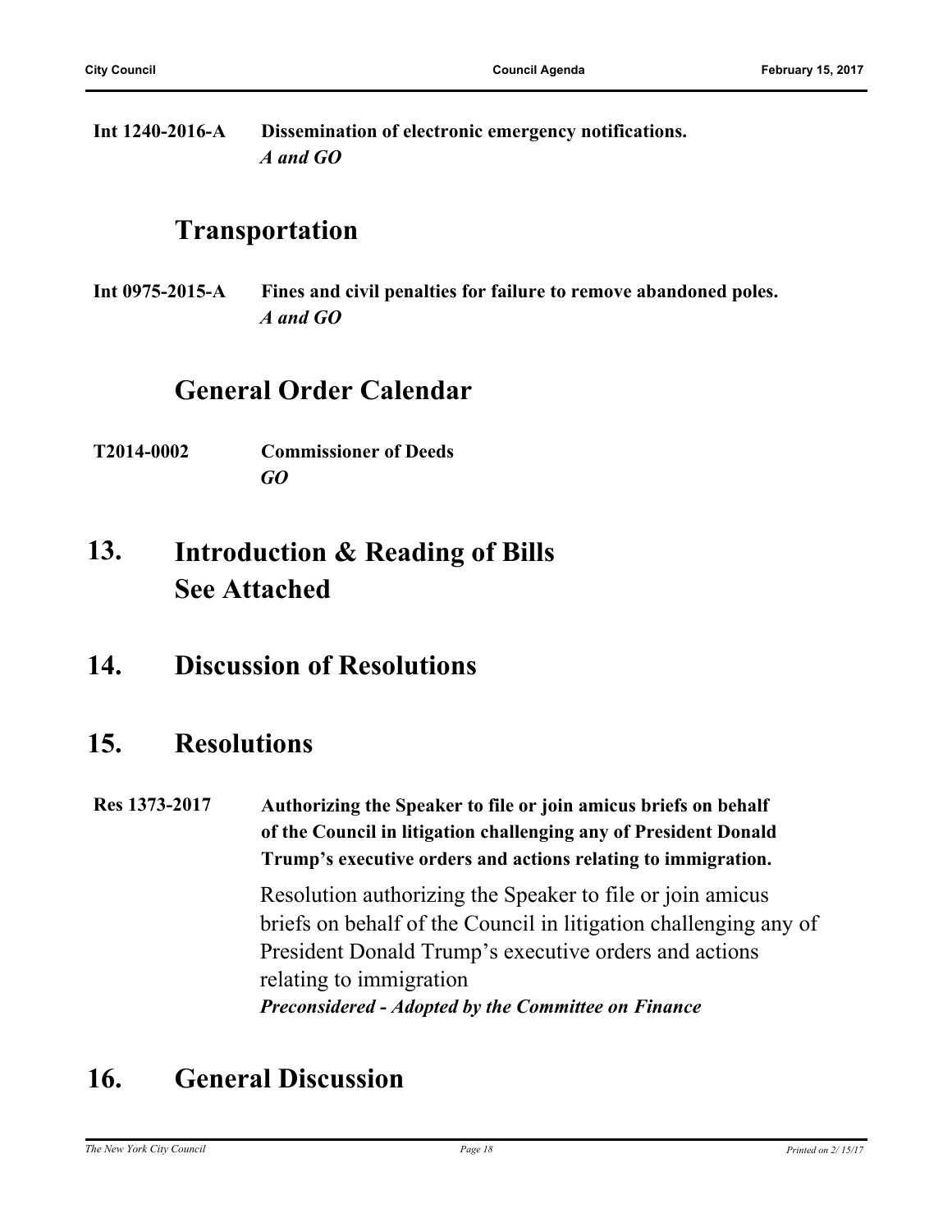**Int 1240-2016-A** **Dissemination of electronic emergency notifications.**
***A and GO***

## Transportation

**Int 0975-2015-A** **Fines and civil penalties for failure to remove abandoned poles.**
***A and GO***

## General Order Calendar

**T2014-0002** **Commissioner of Deeds**
***GO***

## 13. Introduction & Reading of Bills See Attached

## 14. Discussion of Resolutions

## 15. Resolutions

**Res 1373-2017** **Authorizing the Speaker to file or join amicus briefs on behalf of the Council in litigation challenging any of President Donald Trump's executive orders and actions relating to immigration.**

Resolution authorizing the Speaker to file or join amicus briefs on behalf of the Council in litigation challenging any of President Donald Trump's executive orders and actions relating to immigration
***Preconsidered - Adopted by the Committee on Finance***

## 16. General Discussion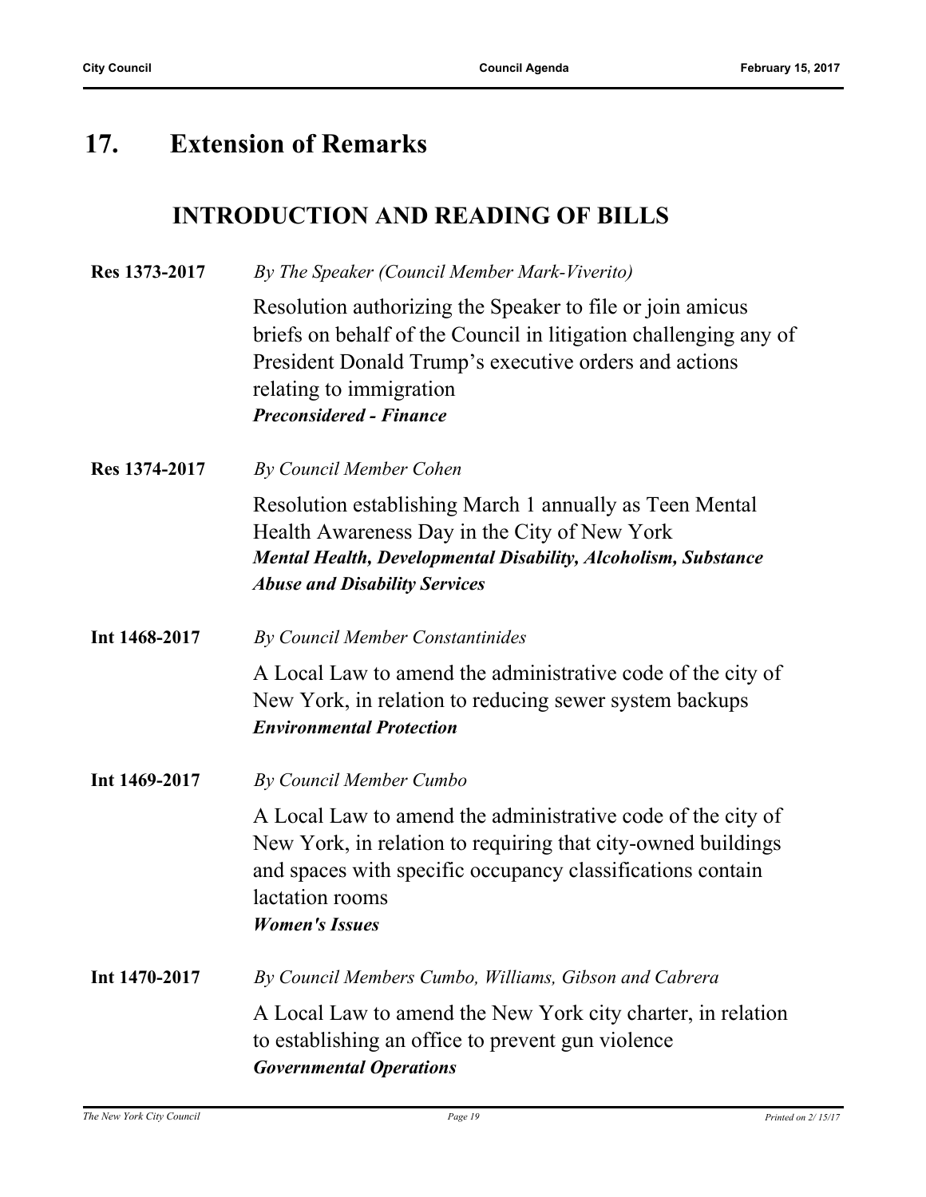# 17. Extension of Remarks

## INTRODUCTION AND READING OF BILLS

**Res 1373-2017** *By The Speaker (Council Member Mark-Viverito)*

Resolution authorizing the Speaker to file or join amicus briefs on behalf of the Council in litigation challenging any of President Donald Trump's executive orders and actions relating to immigration

***Preconsidered - Finance***

**Res 1374-2017** *By Council Member Cohen*

Resolution establishing March 1 annually as Teen Mental Health Awareness Day in the City of New York

***Mental Health, Developmental Disability, Alcoholism, Substance Abuse and Disability Services***

**Int 1468-2017** *By Council Member Constantinides*

A Local Law to amend the administrative code of the city of New York, in relation to reducing sewer system backups

***Environmental Protection***

**Int 1469-2017** *By Council Member Cumbo*

A Local Law to amend the administrative code of the city of New York, in relation to requiring that city-owned buildings and spaces with specific occupancy classifications contain lactation rooms

***Women's Issues***

**Int 1470-2017** *By Council Members Cumbo, Williams, Gibson and Cabrera*

A Local Law to amend the New York city charter, in relation to establishing an office to prevent gun violence

***Governmental Operations***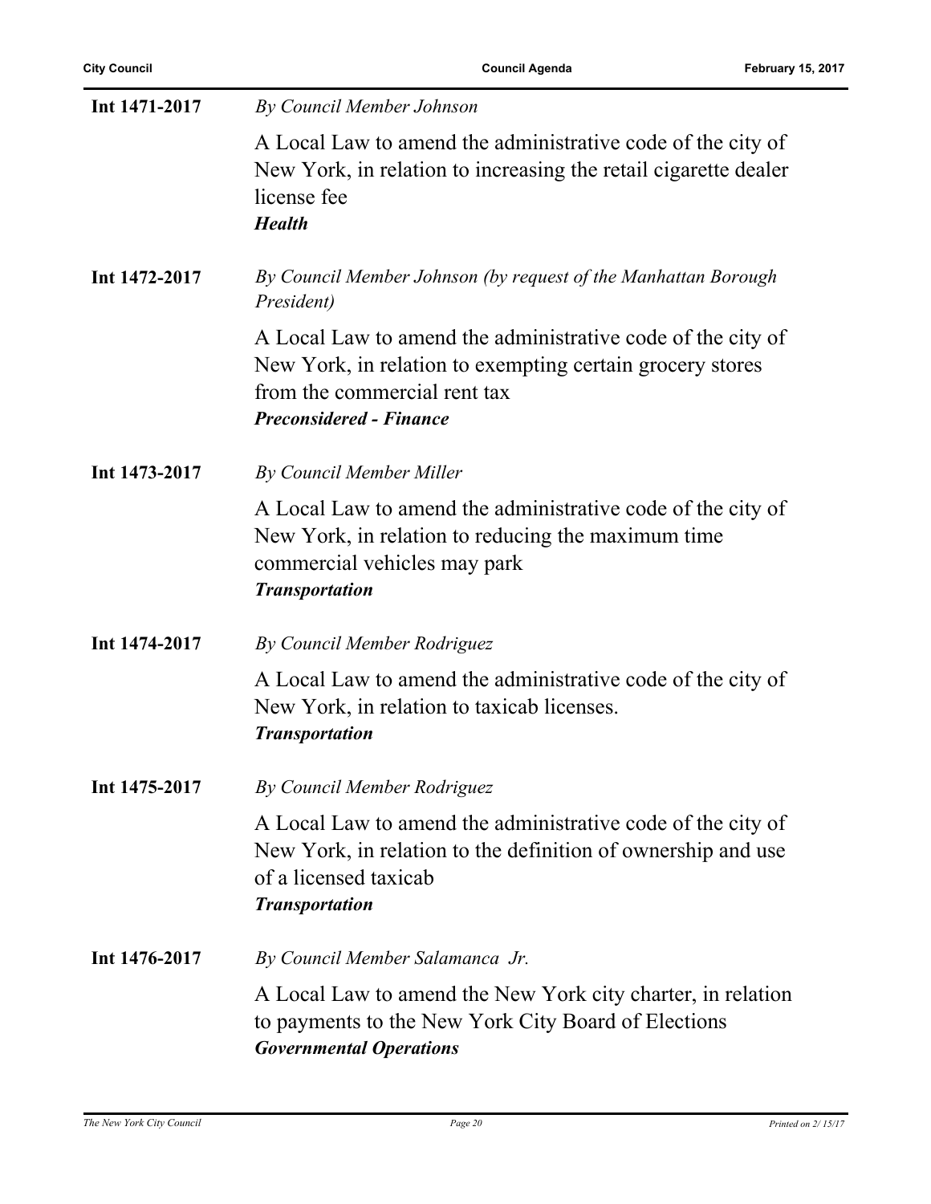**Int 1471-2017** *By Council Member Johnson*

A Local Law to amend the administrative code of the city of New York, in relation to increasing the retail cigarette dealer license fee

***Health***

**Int 1472-2017** *By Council Member Johnson (by request of the Manhattan Borough President)*

A Local Law to amend the administrative code of the city of New York, in relation to exempting certain grocery stores from the commercial rent tax

***Preconsidered - Finance***

**Int 1473-2017** *By Council Member Miller*

A Local Law to amend the administrative code of the city of New York, in relation to reducing the maximum time commercial vehicles may park

***Transportation***

**Int 1474-2017** *By Council Member Rodriguez*

A Local Law to amend the administrative code of the city of New York, in relation to taxicab licenses.

***Transportation***

**Int 1475-2017** *By Council Member Rodriguez*

A Local Law to amend the administrative code of the city of New York, in relation to the definition of ownership and use of a licensed taxicab

***Transportation***

**Int 1476-2017** *By Council Member Salamanca Jr.*

A Local Law to amend the New York city charter, in relation to payments to the New York City Board of Elections

***Governmental Operations***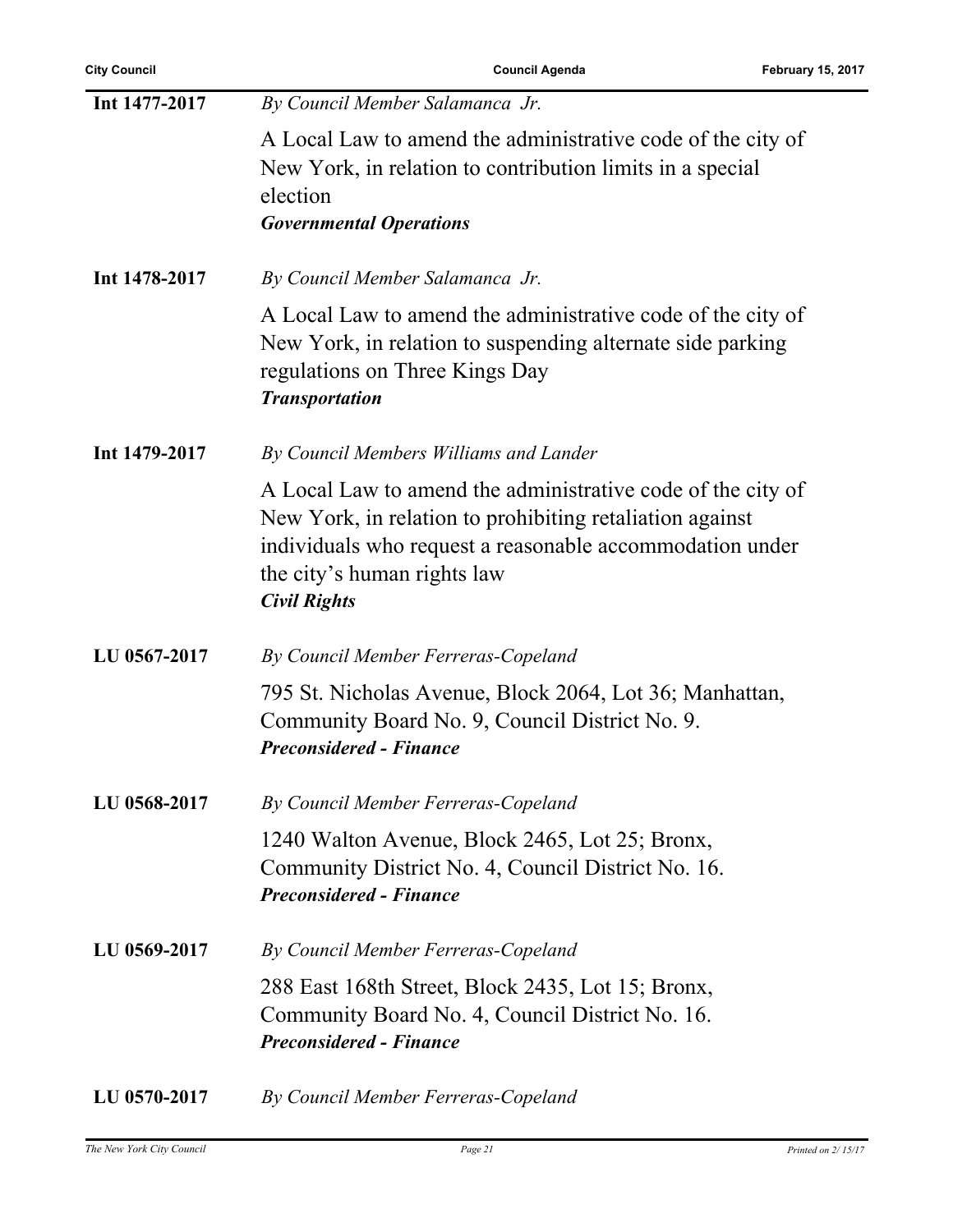**Int 1477-2017** *By Council Member Salamanca Jr.*

A Local Law to amend the administrative code of the city of New York, in relation to contribution limits in a special election
***Governmental Operations***

**Int 1478-2017** *By Council Member Salamanca Jr.*

A Local Law to amend the administrative code of the city of New York, in relation to suspending alternate side parking regulations on Three Kings Day
***Transportation***

**Int 1479-2017** *By Council Members Williams and Lander*

A Local Law to amend the administrative code of the city of New York, in relation to prohibiting retaliation against individuals who request a reasonable accommodation under the city's human rights law
***Civil Rights***

**LU 0567-2017** *By Council Member Ferreras-Copeland*

795 St. Nicholas Avenue, Block 2064, Lot 36; Manhattan, Community Board No. 9, Council District No. 9.
***Preconsidered - Finance***

**LU 0568-2017** *By Council Member Ferreras-Copeland*

1240 Walton Avenue, Block 2465, Lot 25; Bronx, Community District No. 4, Council District No. 16.
***Preconsidered - Finance***

**LU 0569-2017** *By Council Member Ferreras-Copeland*

288 East 168th Street, Block 2435, Lot 15; Bronx, Community Board No. 4, Council District No. 16.
***Preconsidered - Finance***

**LU 0570-2017** *By Council Member Ferreras-Copeland*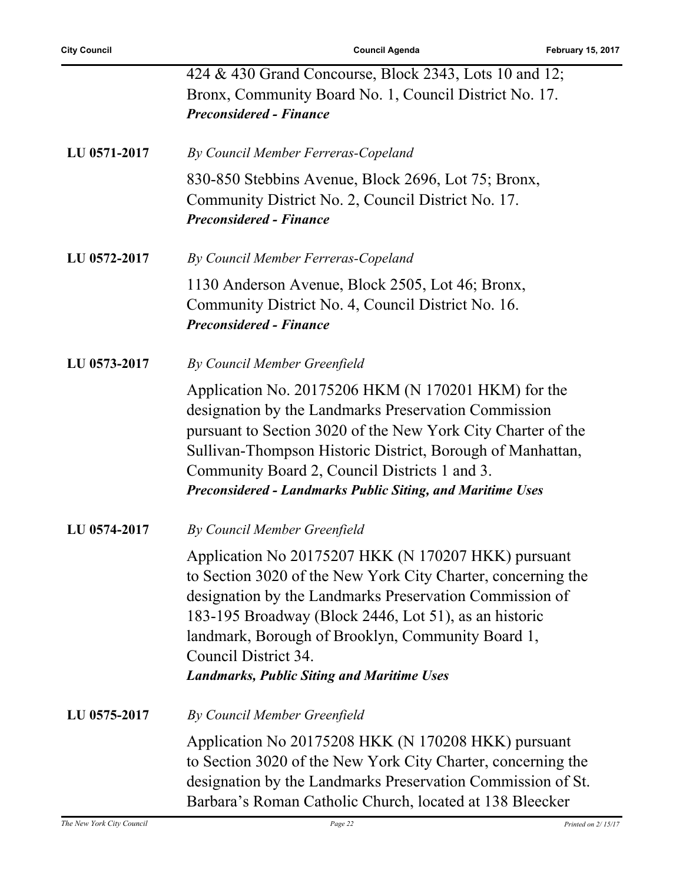424 & 430 Grand Concourse, Block 2343, Lots 10 and 12; Bronx, Community Board No. 1, Council District No. 17.
***Preconsidered - Finance***

**LU 0571-2017** *By Council Member Ferreras-Copeland*

830-850 Stebbins Avenue, Block 2696, Lot 75; Bronx, Community District No. 2, Council District No. 17.
***Preconsidered - Finance***

**LU 0572-2017** *By Council Member Ferreras-Copeland*

1130 Anderson Avenue, Block 2505, Lot 46; Bronx, Community District No. 4, Council District No. 16.
***Preconsidered - Finance***

**LU 0573-2017** *By Council Member Greenfield*

Application No. 20175206 HKM (N 170201 HKM) for the designation by the Landmarks Preservation Commission pursuant to Section 3020 of the New York City Charter of the Sullivan-Thompson Historic District, Borough of Manhattan, Community Board 2, Council Districts 1 and 3.
***Preconsidered - Landmarks Public Siting, and Maritime Uses***

**LU 0574-2017** *By Council Member Greenfield*

Application No 20175207 HKK (N 170207 HKK) pursuant to Section 3020 of the New York City Charter, concerning the designation by the Landmarks Preservation Commission of 183-195 Broadway (Block 2446, Lot 51), as an historic landmark, Borough of Brooklyn, Community Board 1, Council District 34.
***Landmarks, Public Siting and Maritime Uses***

**LU 0575-2017** *By Council Member Greenfield*

Application No 20175208 HKK (N 170208 HKK) pursuant to Section 3020 of the New York City Charter, concerning the designation by the Landmarks Preservation Commission of St. Barbara's Roman Catholic Church, located at 138 Bleecker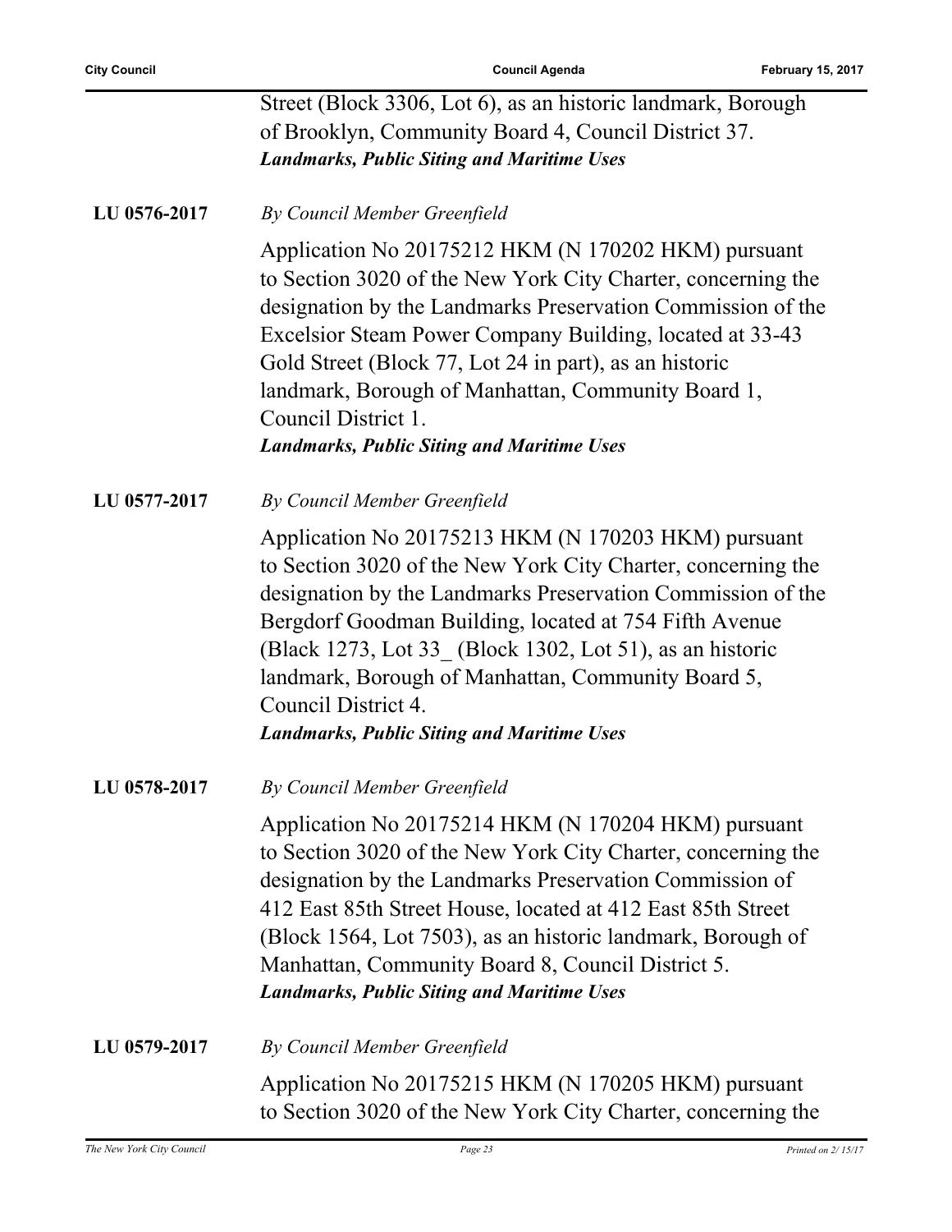Street (Block 3306, Lot 6), as an historic landmark, Borough of Brooklyn, Community Board 4, Council District 37.
***Landmarks, Public Siting and Maritime Uses***

**LU 0576-2017** *By Council Member Greenfield*

Application No 20175212 HKM (N 170202 HKM) pursuant to Section 3020 of the New York City Charter, concerning the designation by the Landmarks Preservation Commission of the Excelsior Steam Power Company Building, located at 33-43 Gold Street (Block 77, Lot 24 in part), as an historic landmark, Borough of Manhattan, Community Board 1, Council District 1.
***Landmarks, Public Siting and Maritime Uses***

**LU 0577-2017** *By Council Member Greenfield*

Application No 20175213 HKM (N 170203 HKM) pursuant to Section 3020 of the New York City Charter, concerning the designation by the Landmarks Preservation Commission of the Bergdorf Goodman Building, located at 754 Fifth Avenue (Black 1273, Lot 33_ (Block 1302, Lot 51), as an historic landmark, Borough of Manhattan, Community Board 5, Council District 4.
***Landmarks, Public Siting and Maritime Uses***

**LU 0578-2017** *By Council Member Greenfield*

Application No 20175214 HKM (N 170204 HKM) pursuant to Section 3020 of the New York City Charter, concerning the designation by the Landmarks Preservation Commission of 412 East 85th Street House, located at 412 East 85th Street (Block 1564, Lot 7503), as an historic landmark, Borough of Manhattan, Community Board 8, Council District 5.
***Landmarks, Public Siting and Maritime Uses***

**LU 0579-2017** *By Council Member Greenfield*

Application No 20175215 HKM (N 170205 HKM) pursuant to Section 3020 of the New York City Charter, concerning the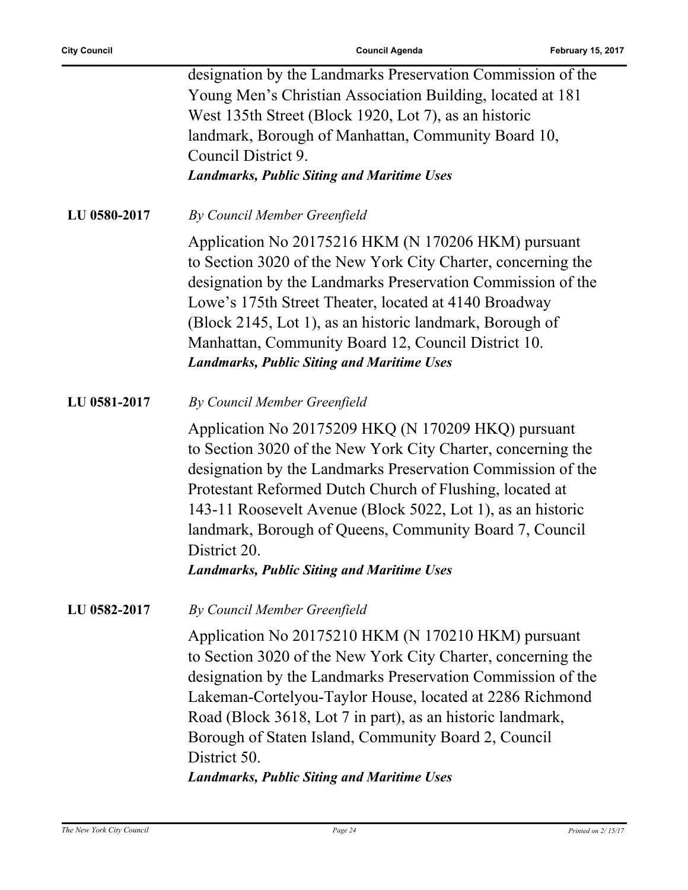designation by the Landmarks Preservation Commission of the Young Men's Christian Association Building, located at 181 West 135th Street (Block 1920, Lot 7), as an historic landmark, Borough of Manhattan, Community Board 10, Council District 9.

***Landmarks, Public Siting and Maritime Uses***

**LU 0580-2017** *By Council Member Greenfield*

Application No 20175216 HKM (N 170206 HKM) pursuant to Section 3020 of the New York City Charter, concerning the designation by the Landmarks Preservation Commission of the Lowe's 175th Street Theater, located at 4140 Broadway (Block 2145, Lot 1), as an historic landmark, Borough of Manhattan, Community Board 12, Council District 10.

***Landmarks, Public Siting and Maritime Uses***

**LU 0581-2017** *By Council Member Greenfield*

Application No 20175209 HKQ (N 170209 HKQ) pursuant to Section 3020 of the New York City Charter, concerning the designation by the Landmarks Preservation Commission of the Protestant Reformed Dutch Church of Flushing, located at 143-11 Roosevelt Avenue (Block 5022, Lot 1), as an historic landmark, Borough of Queens, Community Board 7, Council District 20.

***Landmarks, Public Siting and Maritime Uses***

**LU 0582-2017** *By Council Member Greenfield*

Application No 20175210 HKM (N 170210 HKM) pursuant to Section 3020 of the New York City Charter, concerning the designation by the Landmarks Preservation Commission of the Lakeman-Cortelyou-Taylor House, located at 2286 Richmond Road (Block 3618, Lot 7 in part), as an historic landmark, Borough of Staten Island, Community Board 2, Council District 50.

***Landmarks, Public Siting and Maritime Uses***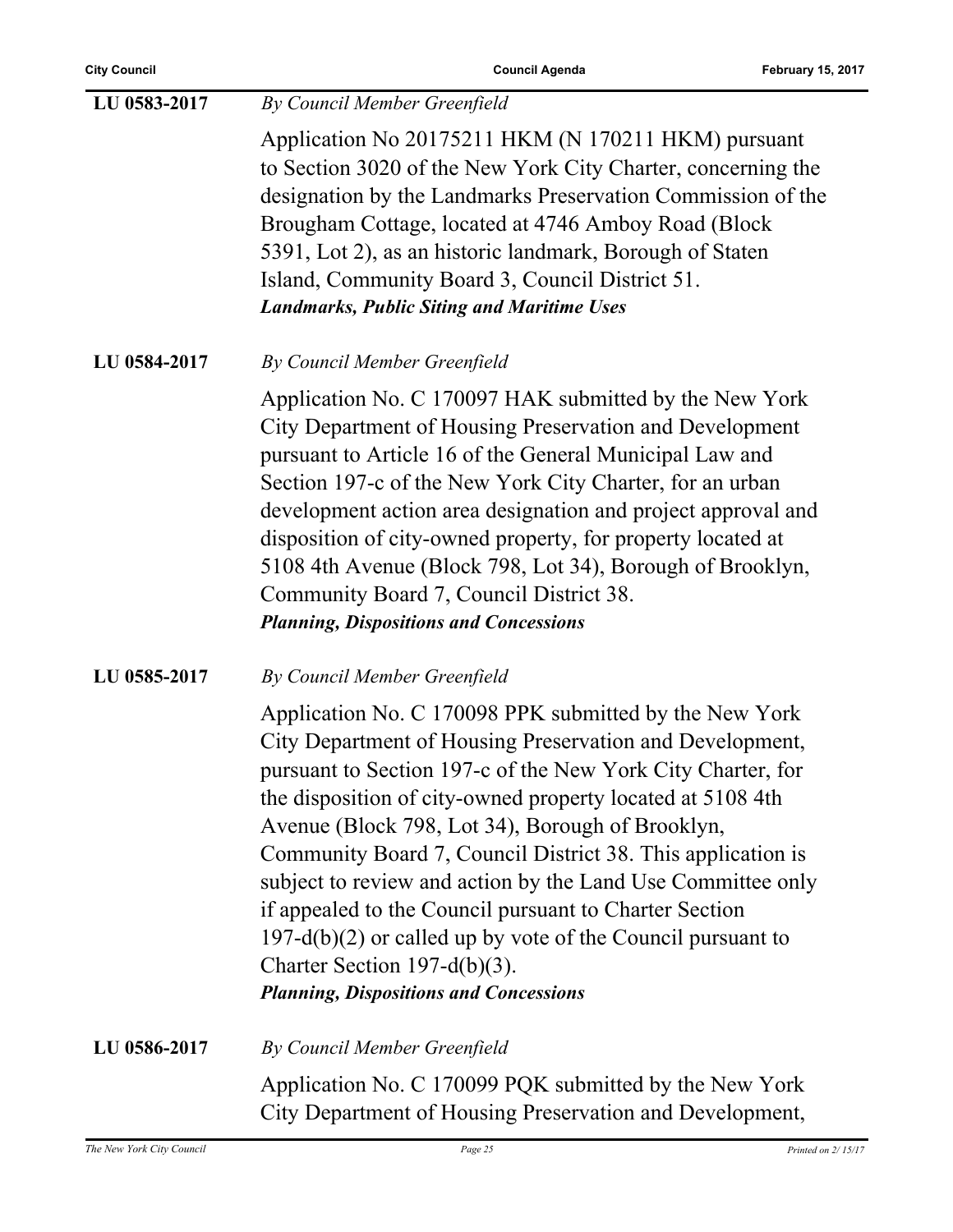**LU 0583-2017** *By Council Member Greenfield*

Application No 20175211 HKM (N 170211 HKM) pursuant to Section 3020 of the New York City Charter, concerning the designation by the Landmarks Preservation Commission of the Brougham Cottage, located at 4746 Amboy Road (Block 5391, Lot 2), as an historic landmark, Borough of Staten Island, Community Board 3, Council District 51.

***Landmarks, Public Siting and Maritime Uses***

**LU 0584-2017** *By Council Member Greenfield*

Application No. C 170097 HAK submitted by the New York City Department of Housing Preservation and Development pursuant to Article 16 of the General Municipal Law and Section 197-c of the New York City Charter, for an urban development action area designation and project approval and disposition of city-owned property, for property located at 5108 4th Avenue (Block 798, Lot 34), Borough of Brooklyn, Community Board 7, Council District 38.

***Planning, Dispositions and Concessions***

**LU 0585-2017** *By Council Member Greenfield*

Application No. C 170098 PPK submitted by the New York City Department of Housing Preservation and Development, pursuant to Section 197-c of the New York City Charter, for the disposition of city-owned property located at 5108 4th Avenue (Block 798, Lot 34), Borough of Brooklyn, Community Board 7, Council District 38. This application is subject to review and action by the Land Use Committee only if appealed to the Council pursuant to Charter Section 197-d(b)(2) or called up by vote of the Council pursuant to Charter Section 197-d(b)(3).

***Planning, Dispositions and Concessions***

**LU 0586-2017** *By Council Member Greenfield*

Application No. C 170099 PQK submitted by the New York City Department of Housing Preservation and Development,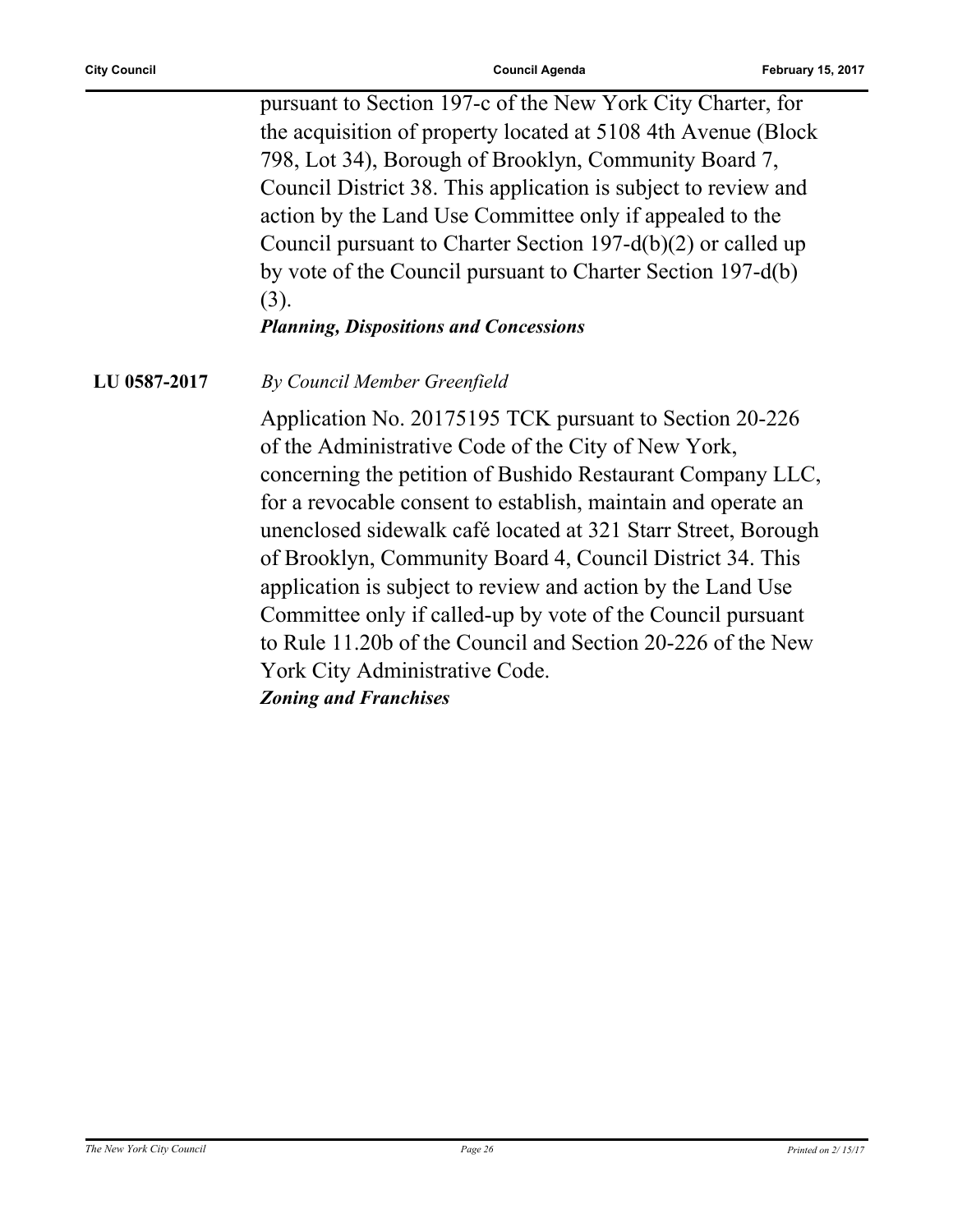pursuant to Section 197-c of the New York City Charter, for the acquisition of property located at 5108 4th Avenue (Block 798, Lot 34), Borough of Brooklyn, Community Board 7, Council District 38. This application is subject to review and action by the Land Use Committee only if appealed to the Council pursuant to Charter Section 197-d(b)(2) or called up by vote of the Council pursuant to Charter Section 197-d(b)(3).

***Planning, Dispositions and Concessions***

**LU 0587-2017** *By Council Member Greenfield*

Application No. 20175195 TCK pursuant to Section 20-226 of the Administrative Code of the City of New York, concerning the petition of Bushido Restaurant Company LLC, for a revocable consent to establish, maintain and operate an unenclosed sidewalk café located at 321 Starr Street, Borough of Brooklyn, Community Board 4, Council District 34. This application is subject to review and action by the Land Use Committee only if called-up by vote of the Council pursuant to Rule 11.20b of the Council and Section 20-226 of the New York City Administrative Code.

***Zoning and Franchises***